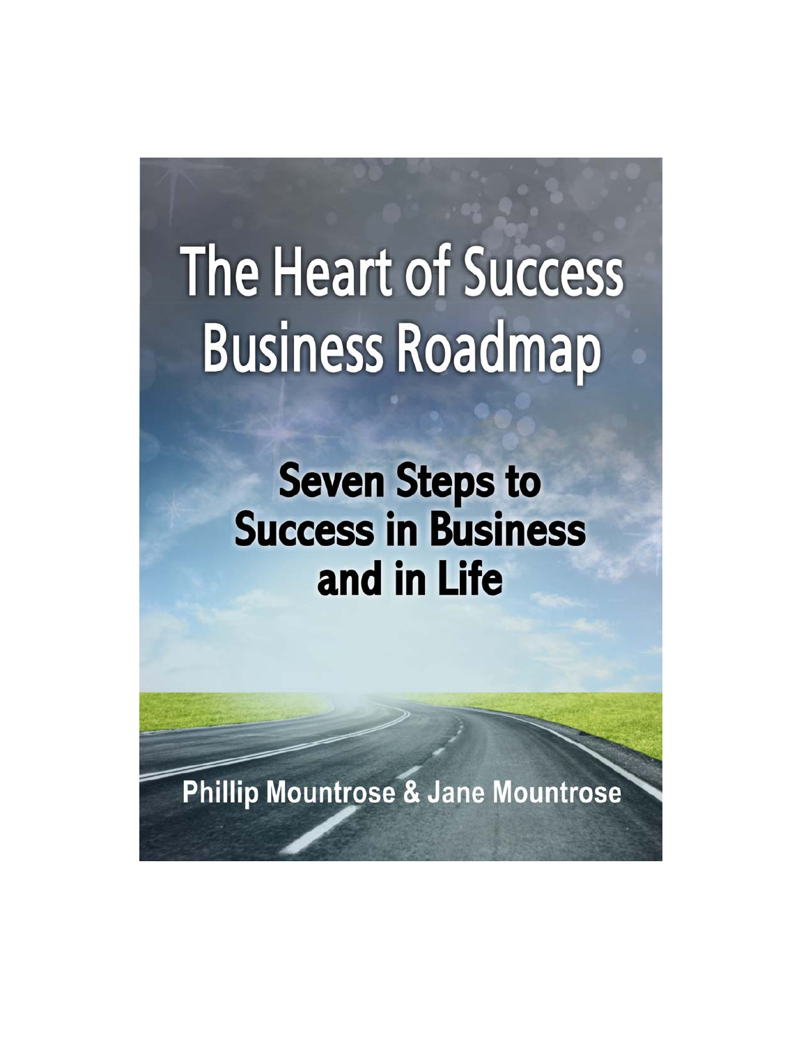# The Heart of Success Business Roadmap

## Seven Steps to Success in Business and in Life

**Phillip Mountrose & Jane Mountrose**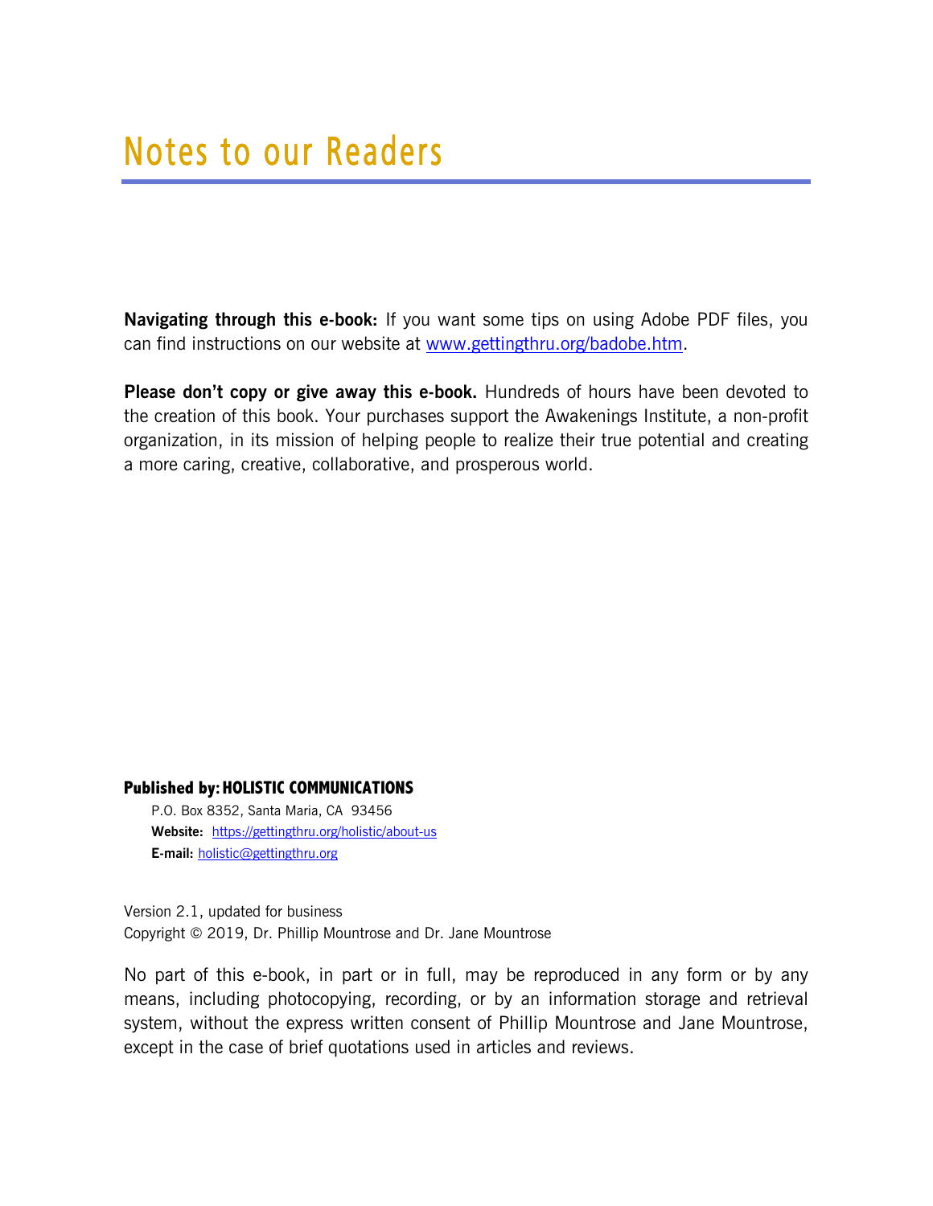# Notes to our Readers

**Navigating through this e-book:** If you want some tips on using Adobe PDF files, you can find instructions on our website at [www.gettingthru.org/badobe.htm](www.gettingthru.org/badobe.htm).

**Please don't copy or give away this e-book.** Hundreds of hours have been devoted to the creation of this book. Your purchases support the Awakenings Institute, a non-profit organization, in its mission of helping people to realize their true potential and creating a more caring, creative, collaborative, and prosperous world.

**Published by: HOLISTIC COMMUNICATIONS**

P.O. Box 8352, Santa Maria, CA 93456
**Website:** [https://gettingthru.org/holistic/about-us](https://gettingthru.org/holistic/about-us)
**E-mail:** [holistic@gettingthru.org](mailto:holistic@gettingthru.org)

Version 2.1, updated for business
Copyright © 2019, Dr. Phillip Mountrose and Dr. Jane Mountrose

No part of this e-book, in part or in full, may be reproduced in any form or by any means, including photocopying, recording, or by an information storage and retrieval system, without the express written consent of Phillip Mountrose and Jane Mountrose, except in the case of brief quotations used in articles and reviews.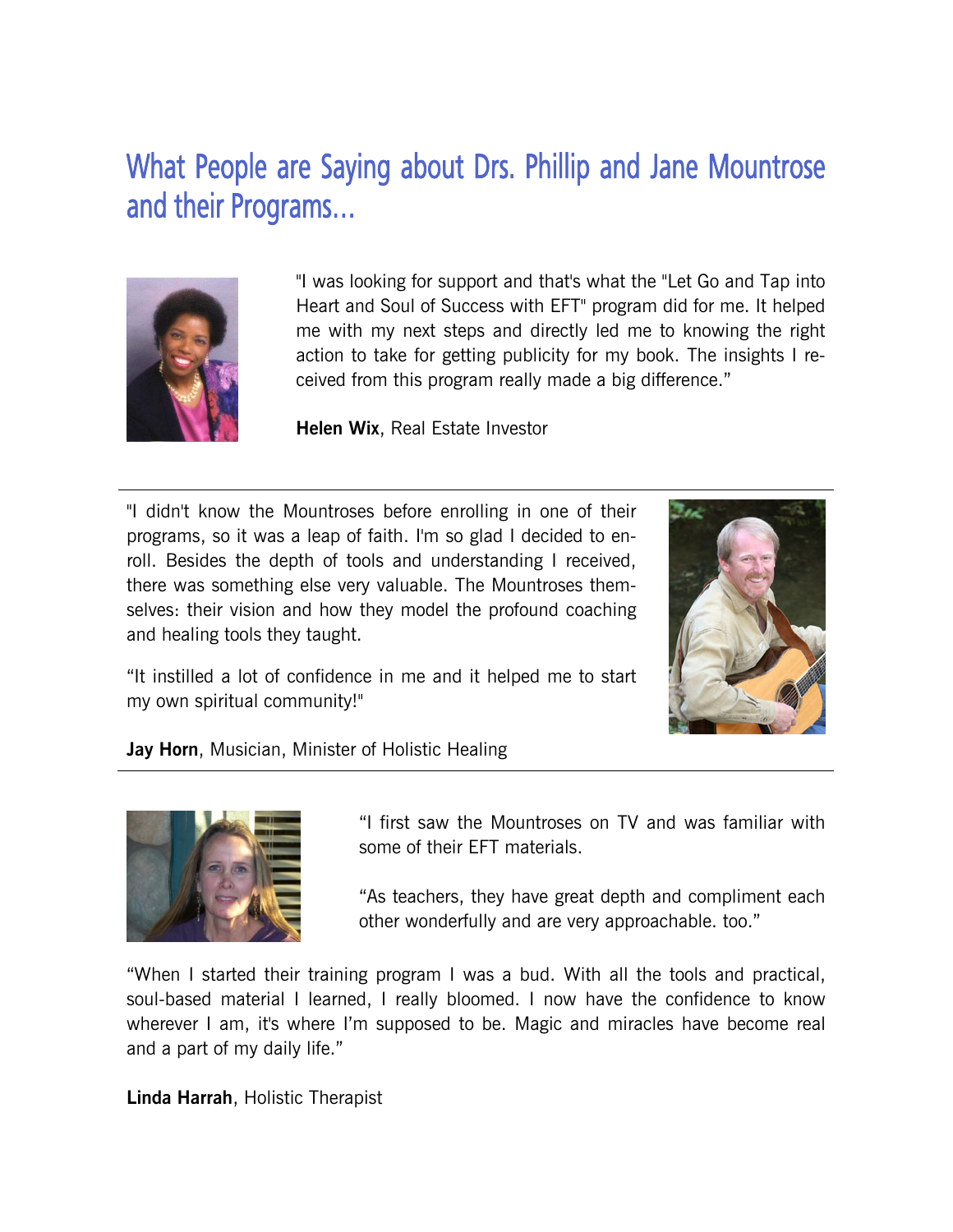# What People are Saying about Drs. Phillip and Jane Mountrose and their Programs...

"I was looking for support and that's what the "Let Go and Tap into Heart and Soul of Success with EFT" program did for me. It helped me with my next steps and directly led me to knowing the right action to take for getting publicity for my book. The insights I received from this program really made a big difference."

**Helen Wix**, Real Estate Investor

---

"I didn't know the Mountroses before enrolling in one of their programs, so it was a leap of faith. I'm so glad I decided to enroll. Besides the depth of tools and understanding I received, there was something else very valuable. The Mountroses themselves: their vision and how they model the profound coaching and healing tools they taught.

"It instilled a lot of confidence in me and it helped me to start my own spiritual community!"

**Jay Horn**, Musician, Minister of Holistic Healing

---

"I first saw the Mountroses on TV and was familiar with some of their EFT materials.

"As teachers, they have great depth and compliment each other wonderfully and are very approachable. too."

"When I started their training program I was a bud. With all the tools and practical, soul-based material I learned, I really bloomed. I now have the confidence to know wherever I am, it's where I'm supposed to be. Magic and miracles have become real and a part of my daily life."

**Linda Harrah**, Holistic Therapist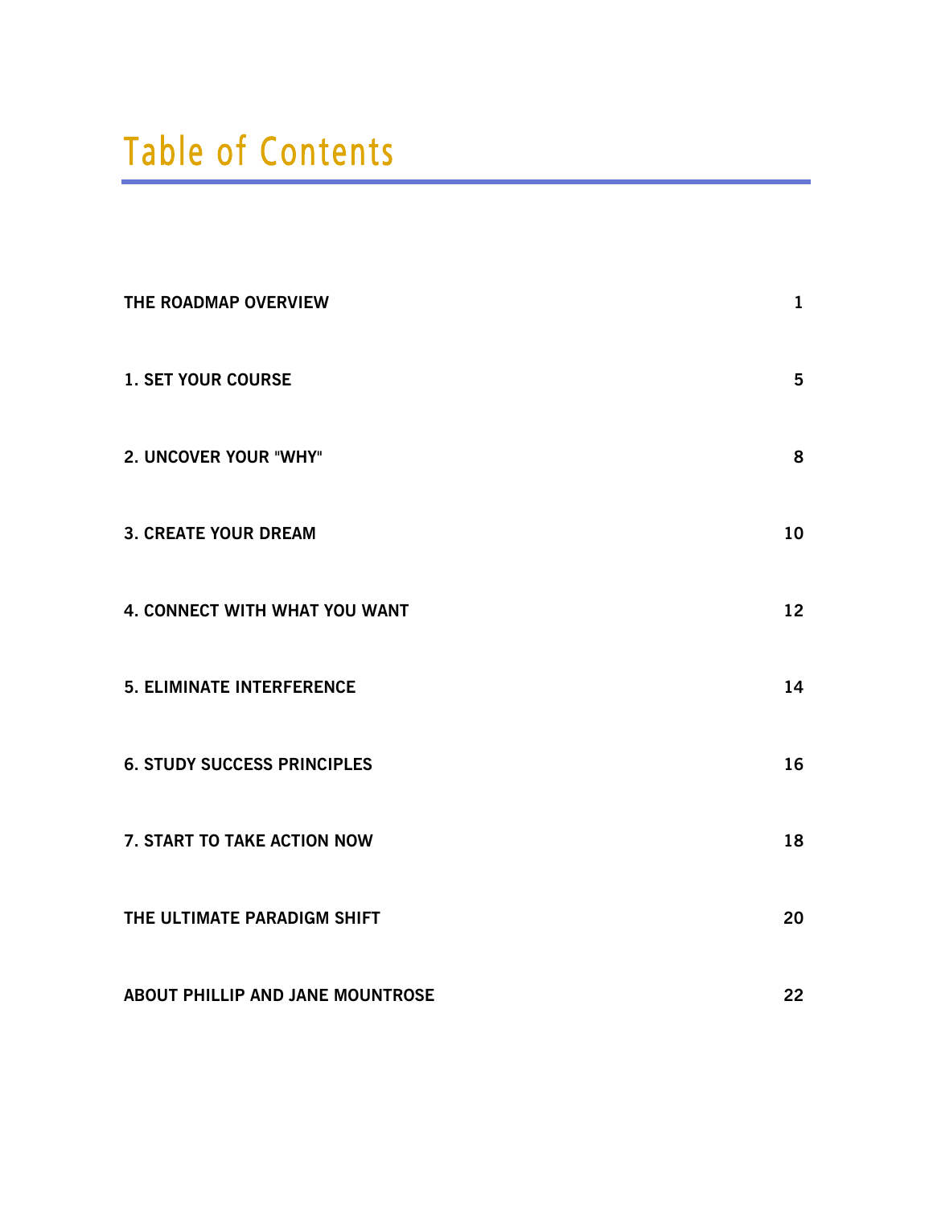# Table of Contents

| | |
|---|---|
| **THE ROADMAP OVERVIEW** | **1** |
| **1. SET YOUR COURSE** | **5** |
| **2. UNCOVER YOUR "WHY"** | **8** |
| **3. CREATE YOUR DREAM** | **10** |
| **4. CONNECT WITH WHAT YOU WANT** | **12** |
| **5. ELIMINATE INTERFERENCE** | **14** |
| **6. STUDY SUCCESS PRINCIPLES** | **16** |
| **7. START TO TAKE ACTION NOW** | **18** |
| **THE ULTIMATE PARADIGM SHIFT** | **20** |
| **ABOUT PHILLIP AND JANE MOUNTROSE** | **22** |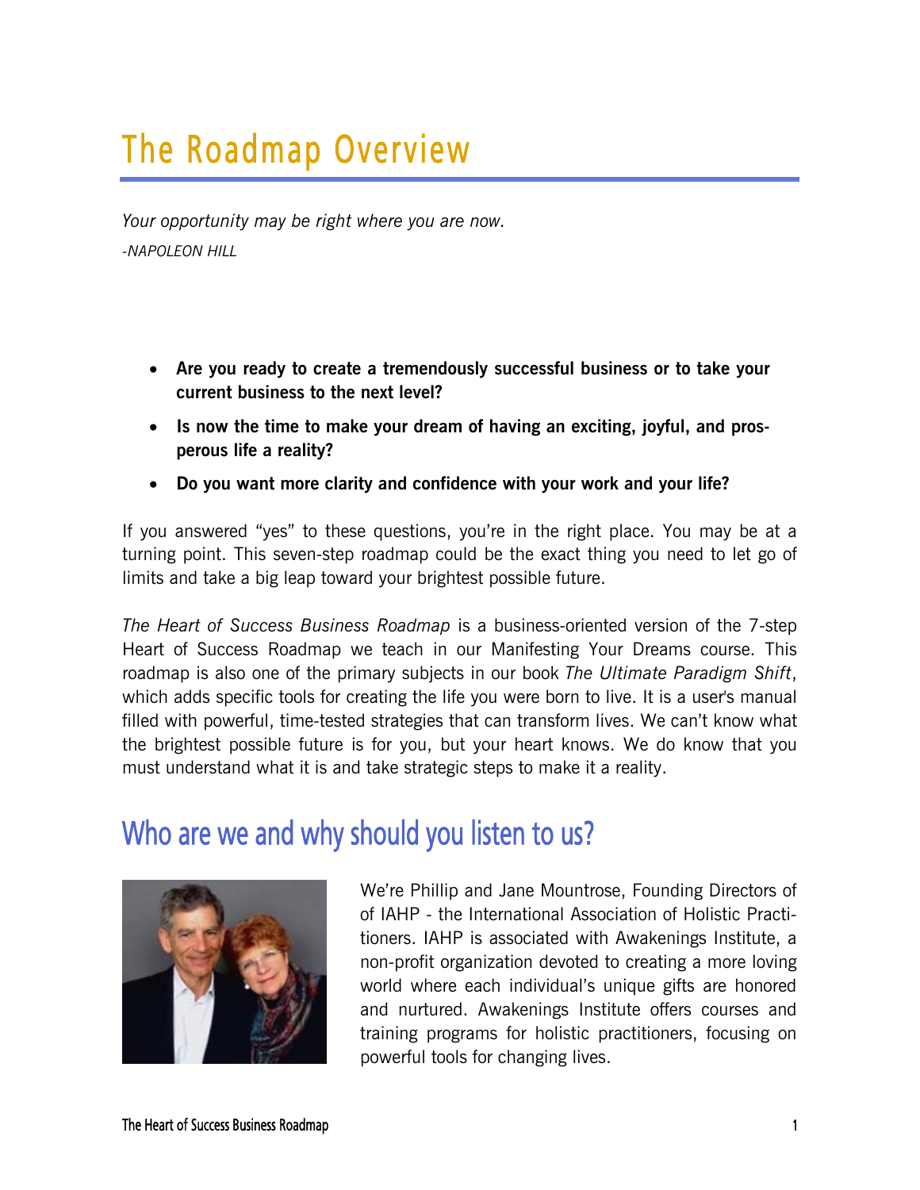# The Roadmap Overview

*Your opportunity may be right where you are now.*

*-NAPOLEON HILL*

- **Are you ready to create a tremendously successful business or to take your current business to the next level?**
- **Is now the time to make your dream of having an exciting, joyful, and prosperous life a reality?**
- **Do you want more clarity and confidence with your work and your life?**

If you answered "yes" to these questions, you're in the right place. You may be at a turning point. This seven-step roadmap could be the exact thing you need to let go of limits and take a big leap toward your brightest possible future.

*The Heart of Success Business Roadmap* is a business-oriented version of the 7-step Heart of Success Roadmap we teach in our Manifesting Your Dreams course. This roadmap is also one of the primary subjects in our book *The Ultimate Paradigm Shift*, which adds specific tools for creating the life you were born to live. It is a user's manual filled with powerful, time-tested strategies that can transform lives. We can't know what the brightest possible future is for you, but your heart knows. We do know that you must understand what it is and take strategic steps to make it a reality.

## Who are we and why should you listen to us?

We're Phillip and Jane Mountrose, Founding Directors of of IAHP - the International Association of Holistic Practitioners. IAHP is associated with Awakenings Institute, a non-profit organization devoted to creating a more loving world where each individual's unique gifts are honored and nurtured. Awakenings Institute offers courses and training programs for holistic practitioners, focusing on powerful tools for changing lives.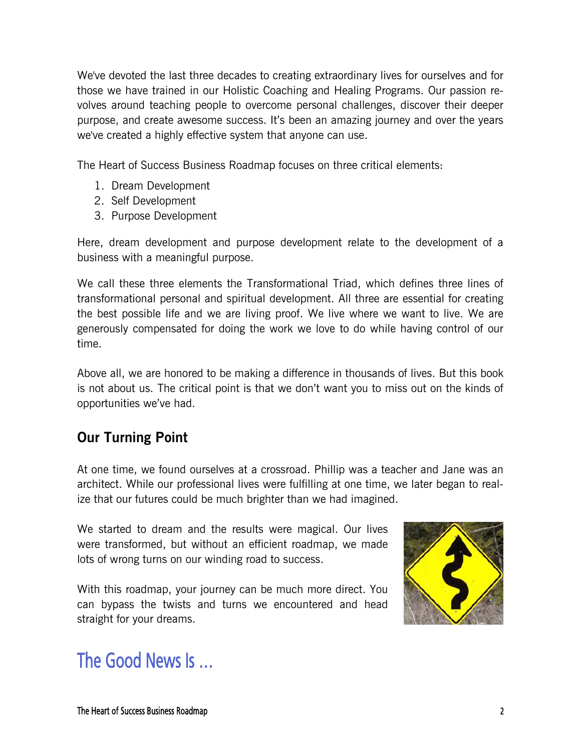We've devoted the last three decades to creating extraordinary lives for ourselves and for those we have trained in our Holistic Coaching and Healing Programs. Our passion revolves around teaching people to overcome personal challenges, discover their deeper purpose, and create awesome success. It's been an amazing journey and over the years we've created a highly effective system that anyone can use.

The Heart of Success Business Roadmap focuses on three critical elements:

1. Dream Development
2. Self Development
3. Purpose Development

Here, dream development and purpose development relate to the development of a business with a meaningful purpose.

We call these three elements the Transformational Triad, which defines three lines of transformational personal and spiritual development. All three are essential for creating the best possible life and we are living proof. We live where we want to live. We are generously compensated for doing the work we love to do while having control of our time.

Above all, we are honored to be making a difference in thousands of lives. But this book is not about us. The critical point is that we don't want you to miss out on the kinds of opportunities we've had.

## Our Turning Point

At one time, we found ourselves at a crossroad. Phillip was a teacher and Jane was an architect. While our professional lives were fulfilling at one time, we later began to realize that our futures could be much brighter than we had imagined.

We started to dream and the results were magical. Our lives were transformed, but without an efficient roadmap, we made lots of wrong turns on our winding road to success.

With this roadmap, your journey can be much more direct. You can bypass the twists and turns we encountered and head straight for your dreams.

# The Good News Is ...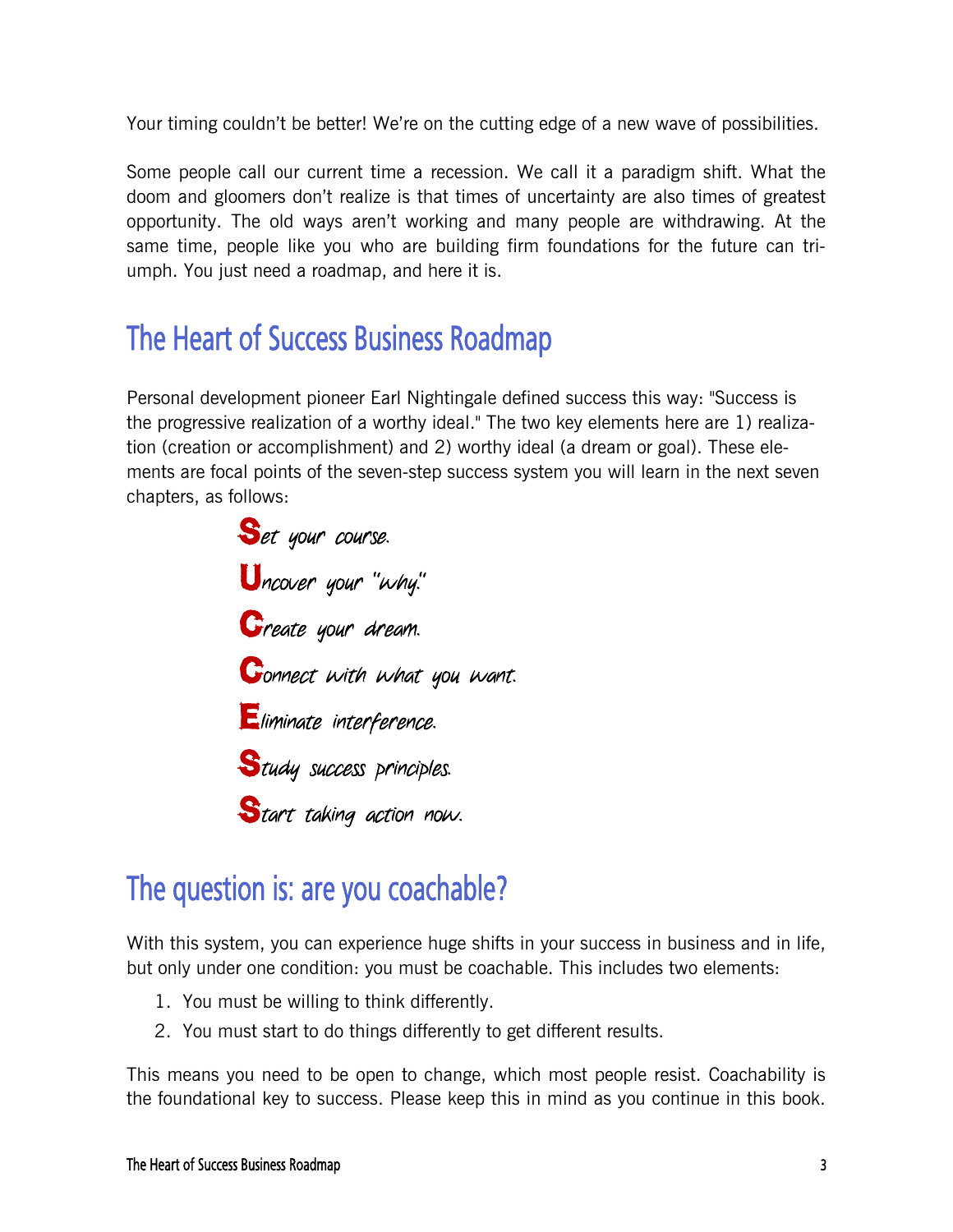Your timing couldn't be better! We're on the cutting edge of a new wave of possibilities.

Some people call our current time a recession. We call it a paradigm shift. What the doom and gloomers don't realize is that times of uncertainty are also times of greatest opportunity. The old ways aren't working and many people are withdrawing. At the same time, people like you who are building firm foundations for the future can triumph. You just need a roadmap, and here it is.

## The Heart of Success Business Roadmap

Personal development pioneer Earl Nightingale defined success this way: "Success is the progressive realization of a worthy ideal." The two key elements here are 1) realization (creation or accomplishment) and 2) worthy ideal (a dream or goal). These elements are focal points of the seven-step success system you will learn in the next seven chapters, as follows:

**S**et your course.

**U**ncover your "why."

**C**reate your dream.

**C**onnect with what you want.

**E**liminate interference.

**S**tudy success principles.

**S**tart taking action now.

## The question is: are you coachable?

With this system, you can experience huge shifts in your success in business and in life, but only under one condition: you must be coachable. This includes two elements:

1. You must be willing to think differently.
2. You must start to do things differently to get different results.

This means you need to be open to change, which most people resist. Coachability is the foundational key to success. Please keep this in mind as you continue in this book.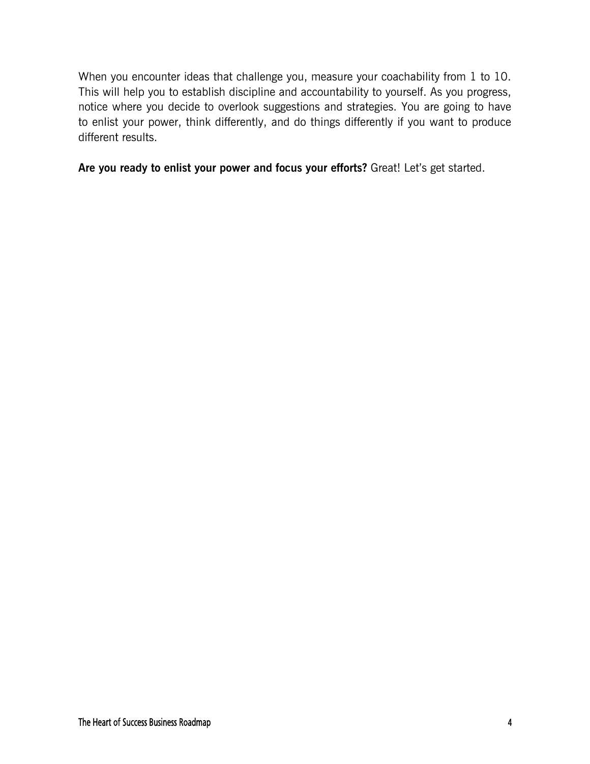When you encounter ideas that challenge you, measure your coachability from 1 to 10. This will help you to establish discipline and accountability to yourself. As you progress, notice where you decide to overlook suggestions and strategies. You are going to have to enlist your power, think differently, and do things differently if you want to produce different results.

**Are you ready to enlist your power and focus your efforts?** Great! Let's get started.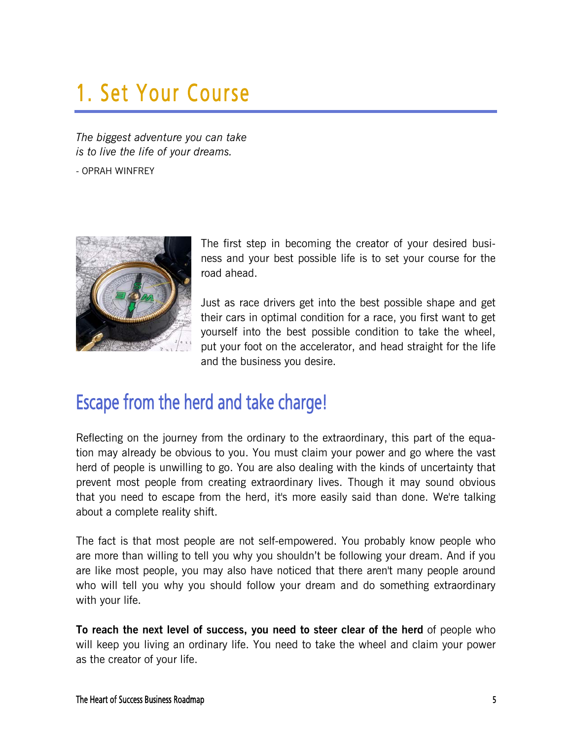# 1. Set Your Course

*The biggest adventure you can take*
*is to live the life of your dreams.*

- OPRAH WINFREY

The first step in becoming the creator of your desired business and your best possible life is to set your course for the road ahead.

Just as race drivers get into the best possible shape and get their cars in optimal condition for a race, you first want to get yourself into the best possible condition to take the wheel, put your foot on the accelerator, and head straight for the life and the business you desire.

## Escape from the herd and take charge!

Reflecting on the journey from the ordinary to the extraordinary, this part of the equation may already be obvious to you. You must claim your power and go where the vast herd of people is unwilling to go. You are also dealing with the kinds of uncertainty that prevent most people from creating extraordinary lives. Though it may sound obvious that you need to escape from the herd, it's more easily said than done. We're talking about a complete reality shift.

The fact is that most people are not self-empowered. You probably know people who are more than willing to tell you why you shouldn't be following your dream. And if you are like most people, you may also have noticed that there aren't many people around who will tell you why you should follow your dream and do something extraordinary with your life.

**To reach the next level of success, you need to steer clear of the herd** of people who will keep you living an ordinary life. You need to take the wheel and claim your power as the creator of your life.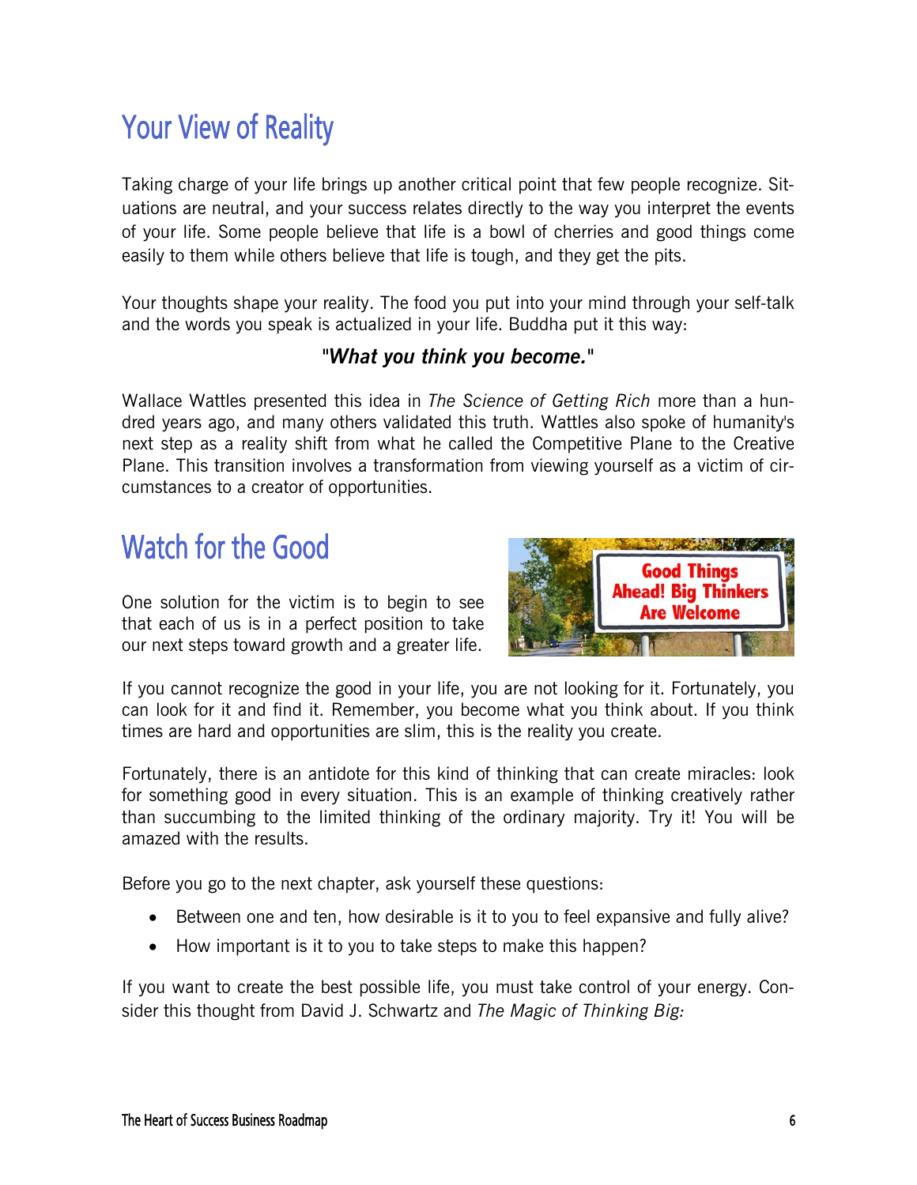## Your View of Reality

Taking charge of your life brings up another critical point that few people recognize. Situations are neutral, and your success relates directly to the way you interpret the events of your life. Some people believe that life is a bowl of cherries and good things come easily to them while others believe that life is tough, and they get the pits.

Your thoughts shape your reality. The food you put into your mind through your self-talk and the words you speak is actualized in your life. Buddha put it this way:

"***What you think you become.***"

Wallace Wattles presented this idea in *The Science of Getting Rich* more than a hundred years ago, and many others validated this truth. Wattles also spoke of humanity's next step as a reality shift from what he called the Competitive Plane to the Creative Plane. This transition involves a transformation from viewing yourself as a victim of circumstances to a creator of opportunities.

## Watch for the Good

One solution for the victim is to begin to see that each of us is in a perfect position to take our next steps toward growth and a greater life.

If you cannot recognize the good in your life, you are not looking for it. Fortunately, you can look for it and find it. Remember, you become what you think about. If you think times are hard and opportunities are slim, this is the reality you create.

Fortunately, there is an antidote for this kind of thinking that can create miracles: look for something good in every situation. This is an example of thinking creatively rather than succumbing to the limited thinking of the ordinary majority. Try it! You will be amazed with the results.

Before you go to the next chapter, ask yourself these questions:

- Between one and ten, how desirable is it to you to feel expansive and fully alive?
- How important is it to you to take steps to make this happen?

If you want to create the best possible life, you must take control of your energy. Consider this thought from David J. Schwartz and *The Magic of Thinking Big:*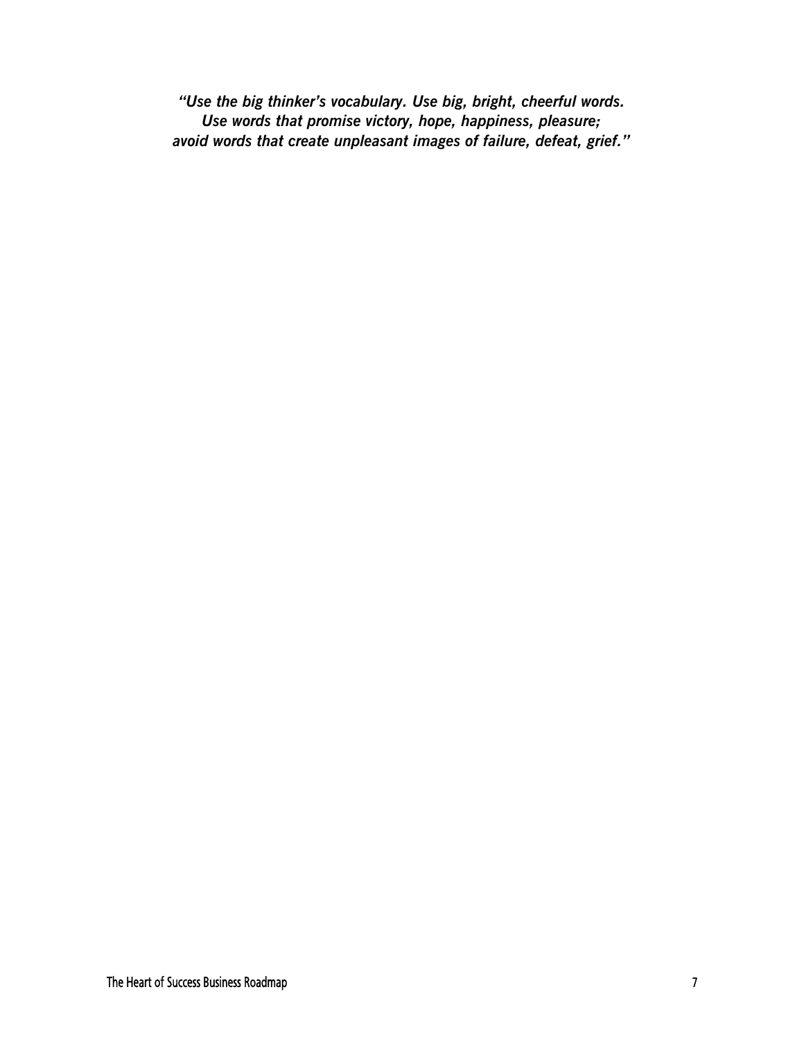***"Use the big thinker's vocabulary. Use big, bright, cheerful words.
Use words that promise victory, hope, happiness, pleasure;
avoid words that create unpleasant images of failure, defeat, grief."***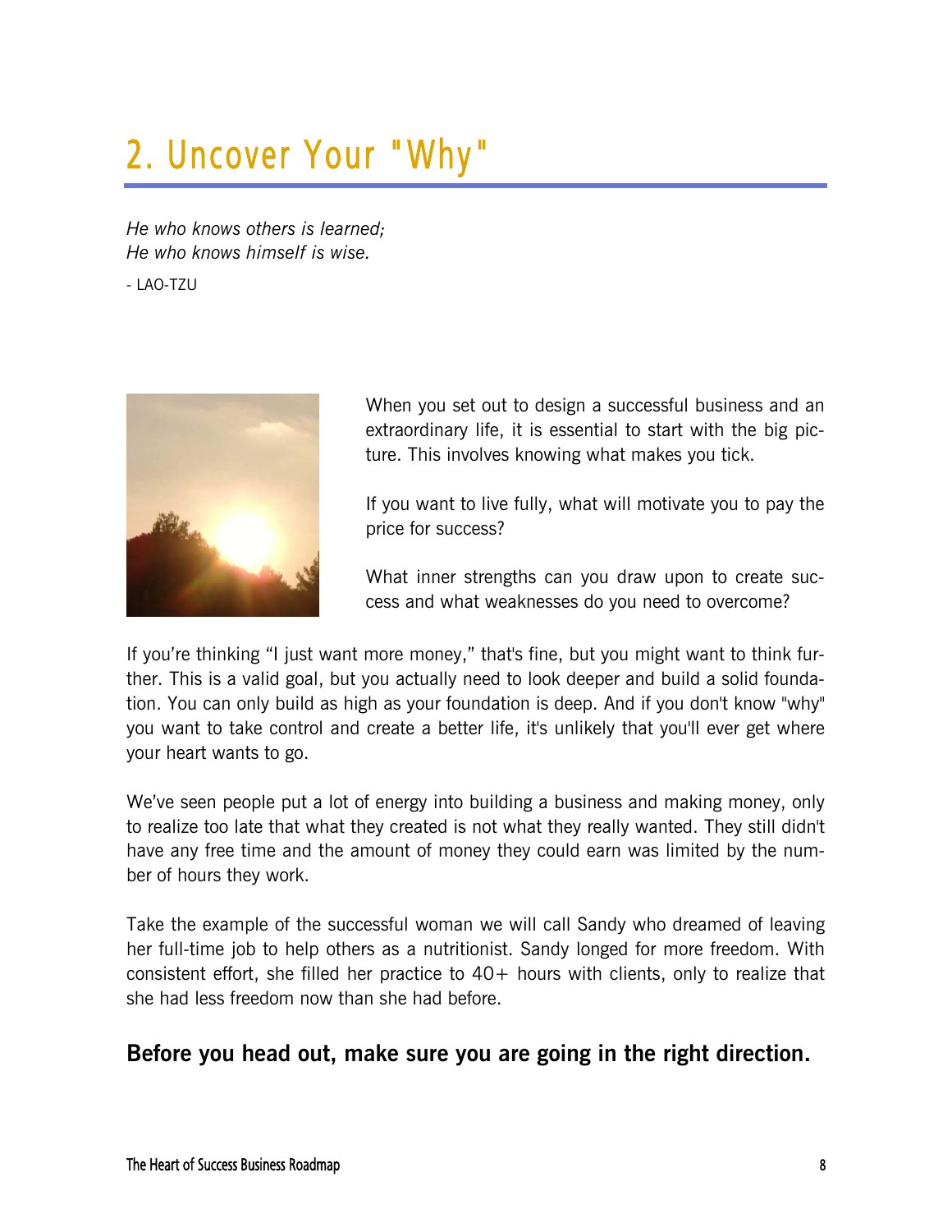# 2. Uncover Your "Why"

*He who knows others is learned;*
*He who knows himself is wise.*

- LAO-TZU

When you set out to design a successful business and an extraordinary life, it is essential to start with the big picture. This involves knowing what makes you tick.

If you want to live fully, what will motivate you to pay the price for success?

What inner strengths can you draw upon to create success and what weaknesses do you need to overcome?

If you're thinking "I just want more money," that's fine, but you might want to think further. This is a valid goal, but you actually need to look deeper and build a solid foundation. You can only build as high as your foundation is deep. And if you don't know "why" you want to take control and create a better life, it's unlikely that you'll ever get where your heart wants to go.

We've seen people put a lot of energy into building a business and making money, only to realize too late that what they created is not what they really wanted. They still didn't have any free time and the amount of money they could earn was limited by the number of hours they work.

Take the example of the successful woman we will call Sandy who dreamed of leaving her full-time job to help others as a nutritionist. Sandy longed for more freedom. With consistent effort, she filled her practice to 40+ hours with clients, only to realize that she had less freedom now than she had before.

**Before you head out, make sure you are going in the right direction.**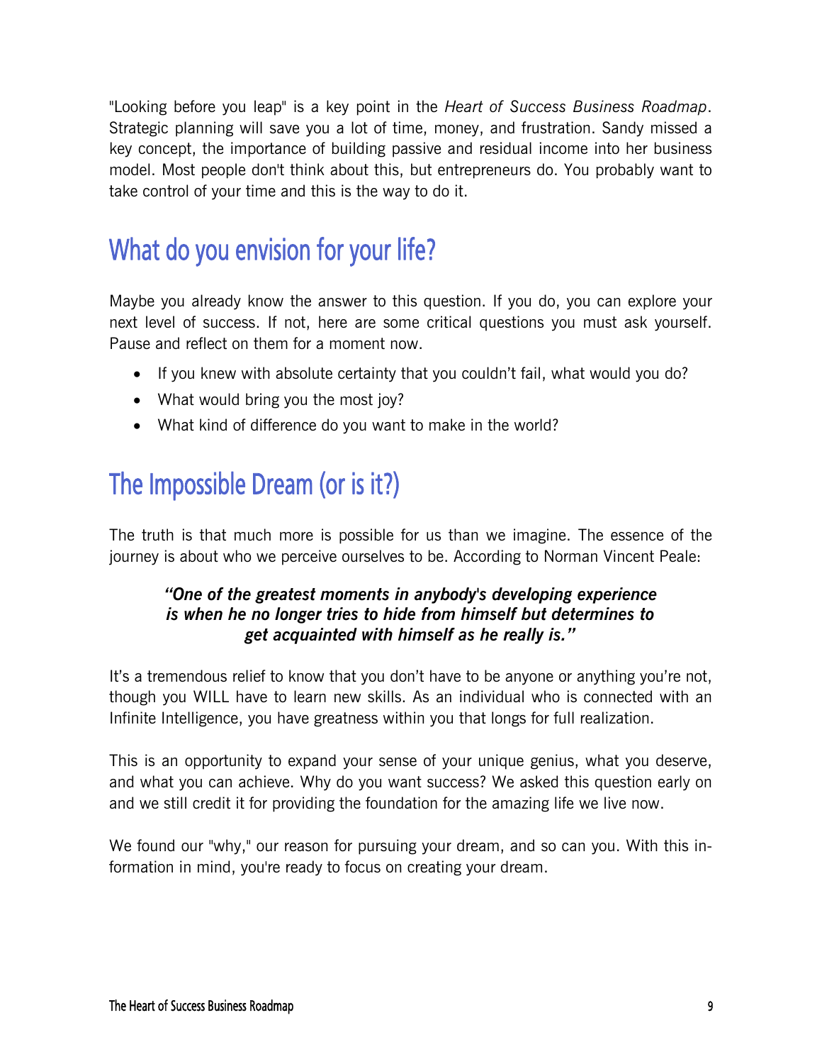"Looking before you leap" is a key point in the *Heart of Success Business Roadmap*. Strategic planning will save you a lot of time, money, and frustration. Sandy missed a key concept, the importance of building passive and residual income into her business model. Most people don't think about this, but entrepreneurs do. You probably want to take control of your time and this is the way to do it.

## What do you envision for your life?

Maybe you already know the answer to this question. If you do, you can explore your next level of success. If not, here are some critical questions you must ask yourself. Pause and reflect on them for a moment now.

- If you knew with absolute certainty that you couldn't fail, what would you do?
- What would bring you the most joy?
- What kind of difference do you want to make in the world?

## The Impossible Dream (or is it?)

The truth is that much more is possible for us than we imagine. The essence of the journey is about who we perceive ourselves to be. According to Norman Vincent Peale:

> ***"One of the greatest moments in anybody's developing experience is when he no longer tries to hide from himself but determines to get acquainted with himself as he really is."***

It's a tremendous relief to know that you don't have to be anyone or anything you're not, though you WILL have to learn new skills. As an individual who is connected with an Infinite Intelligence, you have greatness within you that longs for full realization.

This is an opportunity to expand your sense of your unique genius, what you deserve, and what you can achieve. Why do you want success? We asked this question early on and we still credit it for providing the foundation for the amazing life we live now.

We found our "why," our reason for pursuing your dream, and so can you. With this information in mind, you're ready to focus on creating your dream.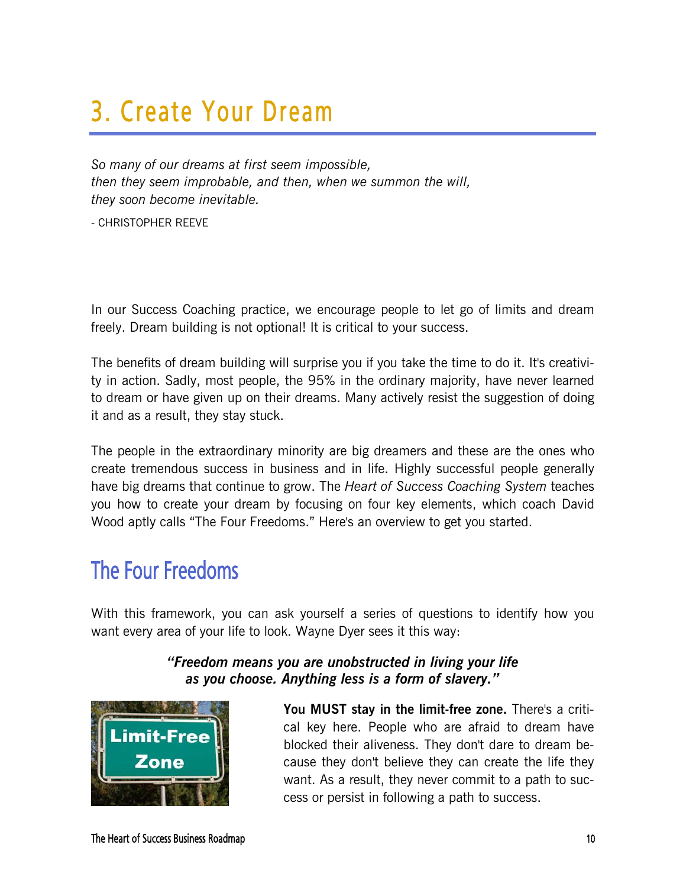# 3. Create Your Dream

*So many of our dreams at first seem impossible,*
*then they seem improbable, and then, when we summon the will,*
*they soon become inevitable.*

- CHRISTOPHER REEVE

In our Success Coaching practice, we encourage people to let go of limits and dream freely. Dream building is not optional! It is critical to your success.

The benefits of dream building will surprise you if you take the time to do it. It's creativity in action. Sadly, most people, the 95% in the ordinary majority, have never learned to dream or have given up on their dreams. Many actively resist the suggestion of doing it and as a result, they stay stuck.

The people in the extraordinary minority are big dreamers and these are the ones who create tremendous success in business and in life. Highly successful people generally have big dreams that continue to grow. The *Heart of Success Coaching System* teaches you how to create your dream by focusing on four key elements, which coach David Wood aptly calls "The Four Freedoms." Here's an overview to get you started.

## The Four Freedoms

With this framework, you can ask yourself a series of questions to identify how you want every area of your life to look. Wayne Dyer sees it this way:

***"Freedom means you are unobstructed in living your life as you choose. Anything less is a form of slavery."***

**You MUST stay in the limit-free zone.** There's a critical key here. People who are afraid to dream have blocked their aliveness. They don't dare to dream because they don't believe they can create the life they want. As a result, they never commit to a path to success or persist in following a path to success.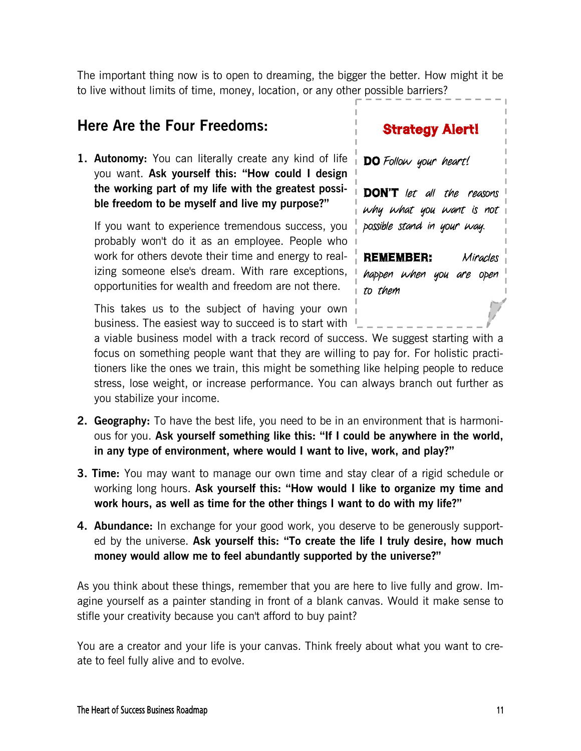The important thing now is to open to dreaming, the bigger the better. How might it be to live without limits of time, money, location, or any other possible barriers?

## Here Are the Four Freedoms:

1. **Autonomy:** You can literally create any kind of life you want. **Ask yourself this: "How could I design the working part of my life with the greatest possible freedom to be myself and live my purpose?"**

   If you want to experience tremendous success, you probably won't do it as an employee. People who work for others devote their time and energy to realizing someone else's dream. With rare exceptions, opportunities for wealth and freedom are not there.

   This takes us to the subject of having your own business. The easiest way to succeed is to start with a viable business model with a track record of success. We suggest starting with a focus on something people want that they are willing to pay for. For holistic practitioners like the ones we train, this might be something like helping people to reduce stress, lose weight, or increase performance. You can always branch out further as you stabilize your income.

> **Strategy Alert!**
>
> **DO** *Follow your heart!*
>
> **DON'T** *let all the reasons why what you want is not possible stand in your way.*
>
> **REMEMBER:** *Miracles happen when you are open to them*

2. **Geography:** To have the best life, you need to be in an environment that is harmonious for you. **Ask yourself something like this: "If I could be anywhere in the world, in any type of environment, where would I want to live, work, and play?"**

3. **Time:** You may want to manage our own time and stay clear of a rigid schedule or working long hours. **Ask yourself this: "How would I like to organize my time and work hours, as well as time for the other things I want to do with my life?"**

4. **Abundance:** In exchange for your good work, you deserve to be generously supported by the universe. **Ask yourself this: "To create the life I truly desire, how much money would allow me to feel abundantly supported by the universe?"**

As you think about these things, remember that you are here to live fully and grow. Imagine yourself as a painter standing in front of a blank canvas. Would it make sense to stifle your creativity because you can't afford to buy paint?

You are a creator and your life is your canvas. Think freely about what you want to create to feel fully alive and to evolve.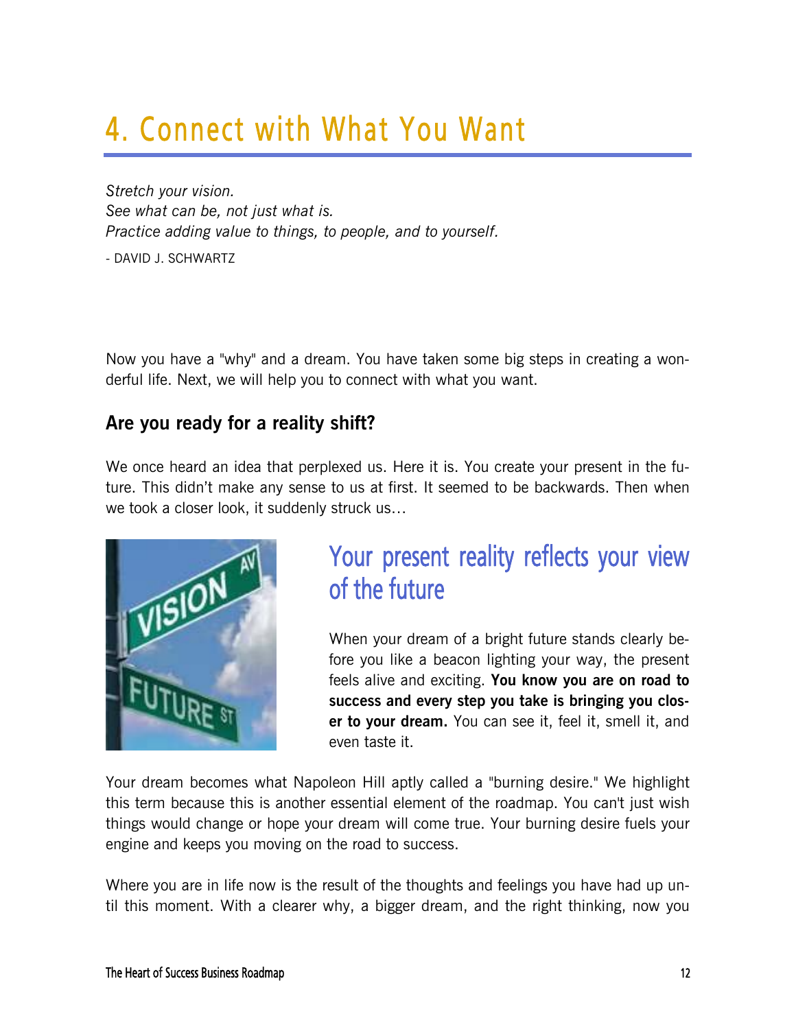# 4. Connect with What You Want

*Stretch your vision.*
*See what can be, not just what is.*
*Practice adding value to things, to people, and to yourself.*

- DAVID J. SCHWARTZ

Now you have a "why" and a dream. You have taken some big steps in creating a wonderful life. Next, we will help you to connect with what you want.

### Are you ready for a reality shift?

We once heard an idea that perplexed us. Here it is. You create your present in the future. This didn't make any sense to us at first. It seemed to be backwards. Then when we took a closer look, it suddenly struck us…

## Your present reality reflects your view of the future

When your dream of a bright future stands clearly before you like a beacon lighting your way, the present feels alive and exciting. **You know you are on road to success and every step you take is bringing you closer to your dream.** You can see it, feel it, smell it, and even taste it.

Your dream becomes what Napoleon Hill aptly called a "burning desire." We highlight this term because this is another essential element of the roadmap. You can't just wish things would change or hope your dream will come true. Your burning desire fuels your engine and keeps you moving on the road to success.

Where you are in life now is the result of the thoughts and feelings you have had up until this moment. With a clearer why, a bigger dream, and the right thinking, now you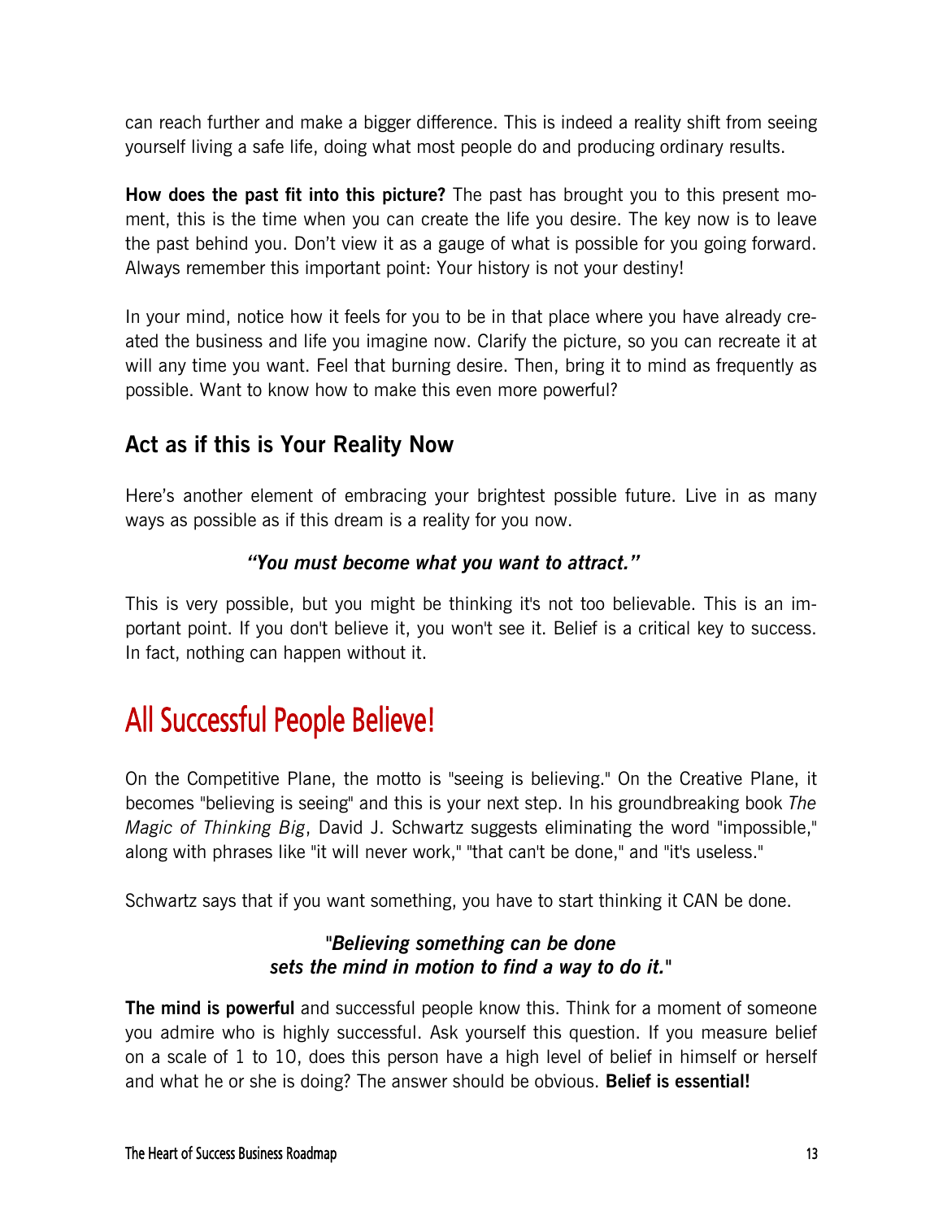can reach further and make a bigger difference. This is indeed a reality shift from seeing yourself living a safe life, doing what most people do and producing ordinary results.

**How does the past fit into this picture?** The past has brought you to this present moment, this is the time when you can create the life you desire. The key now is to leave the past behind you. Don't view it as a gauge of what is possible for you going forward. Always remember this important point: Your history is not your destiny!

In your mind, notice how it feels for you to be in that place where you have already created the business and life you imagine now. Clarify the picture, so you can recreate it at will any time you want. Feel that burning desire. Then, bring it to mind as frequently as possible. Want to know how to make this even more powerful?

### Act as if this is Your Reality Now

Here's another element of embracing your brightest possible future. Live in as many ways as possible as if this dream is a reality for you now.

***"You must become what you want to attract."***

This is very possible, but you might be thinking it's not too believable. This is an important point. If you don't believe it, you won't see it. Belief is a critical key to success. In fact, nothing can happen without it.

## All Successful People Believe!

On the Competitive Plane, the motto is "seeing is believing." On the Creative Plane, it becomes "believing is seeing" and this is your next step. In his groundbreaking book *The Magic of Thinking Big*, David J. Schwartz suggests eliminating the word "impossible," along with phrases like "it will never work," "that can't be done," and "it's useless."

Schwartz says that if you want something, you have to start thinking it CAN be done.

***"Believing something can be done sets the mind in motion to find a way to do it."***

**The mind is powerful** and successful people know this. Think for a moment of someone you admire who is highly successful. Ask yourself this question. If you measure belief on a scale of 1 to 10, does this person have a high level of belief in himself or herself and what he or she is doing? The answer should be obvious. **Belief is essential!**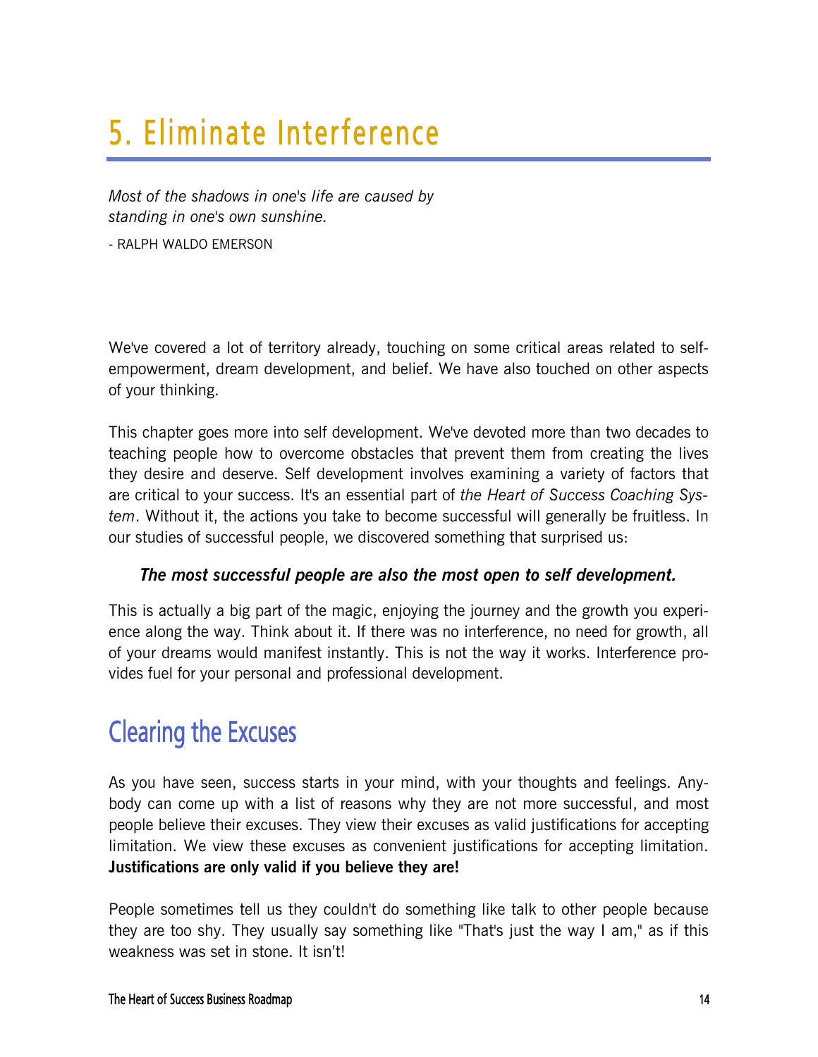# 5. Eliminate Interference

*Most of the shadows in one's life are caused by standing in one's own sunshine.*

- RALPH WALDO EMERSON

We've covered a lot of territory already, touching on some critical areas related to self-empowerment, dream development, and belief. We have also touched on other aspects of your thinking.

This chapter goes more into self development. We've devoted more than two decades to teaching people how to overcome obstacles that prevent them from creating the lives they desire and deserve. Self development involves examining a variety of factors that are critical to your success. It's an essential part of *the Heart of Success Coaching System*. Without it, the actions you take to become successful will generally be fruitless. In our studies of successful people, we discovered something that surprised us:

***The most successful people are also the most open to self development.***

This is actually a big part of the magic, enjoying the journey and the growth you experience along the way. Think about it. If there was no interference, no need for growth, all of your dreams would manifest instantly. This is not the way it works. Interference provides fuel for your personal and professional development.

## Clearing the Excuses

As you have seen, success starts in your mind, with your thoughts and feelings. Anybody can come up with a list of reasons why they are not more successful, and most people believe their excuses. They view their excuses as valid justifications for accepting limitation. We view these excuses as convenient justifications for accepting limitation. **Justifications are only valid if you believe they are!**

People sometimes tell us they couldn't do something like talk to other people because they are too shy. They usually say something like "That's just the way I am," as if this weakness was set in stone. It isn't!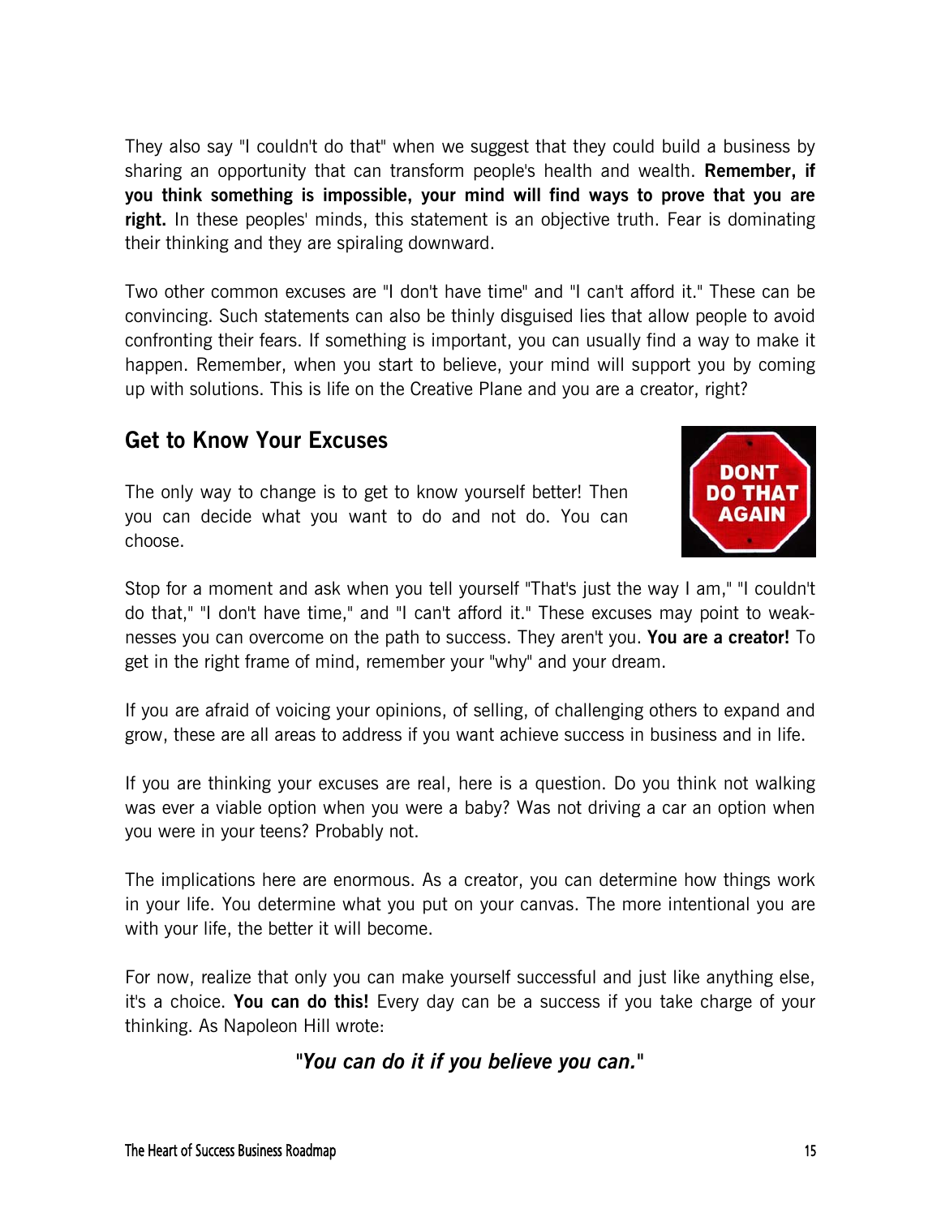They also say "I couldn't do that" when we suggest that they could build a business by sharing an opportunity that can transform people's health and wealth. **Remember, if you think something is impossible, your mind will find ways to prove that you are right.** In these peoples' minds, this statement is an objective truth. Fear is dominating their thinking and they are spiraling downward.

Two other common excuses are "I don't have time" and "I can't afford it." These can be convincing. Such statements can also be thinly disguised lies that allow people to avoid confronting their fears. If something is important, you can usually find a way to make it happen. Remember, when you start to believe, your mind will support you by coming up with solutions. This is life on the Creative Plane and you are a creator, right?

## Get to Know Your Excuses

The only way to change is to get to know yourself better! Then you can decide what you want to do and not do. You can choose.

Stop for a moment and ask when you tell yourself "That's just the way I am," "I couldn't do that," "I don't have time," and "I can't afford it." These excuses may point to weaknesses you can overcome on the path to success. They aren't you. **You are a creator!** To get in the right frame of mind, remember your "why" and your dream.

If you are afraid of voicing your opinions, of selling, of challenging others to expand and grow, these are all areas to address if you want achieve success in business and in life.

If you are thinking your excuses are real, here is a question. Do you think not walking was ever a viable option when you were a baby? Was not driving a car an option when you were in your teens? Probably not.

The implications here are enormous. As a creator, you can determine how things work in your life. You determine what you put on your canvas. The more intentional you are with your life, the better it will become.

For now, realize that only you can make yourself successful and just like anything else, it's a choice. **You can do this!** Every day can be a success if you take charge of your thinking. As Napoleon Hill wrote:

***"You can do it if you believe you can."***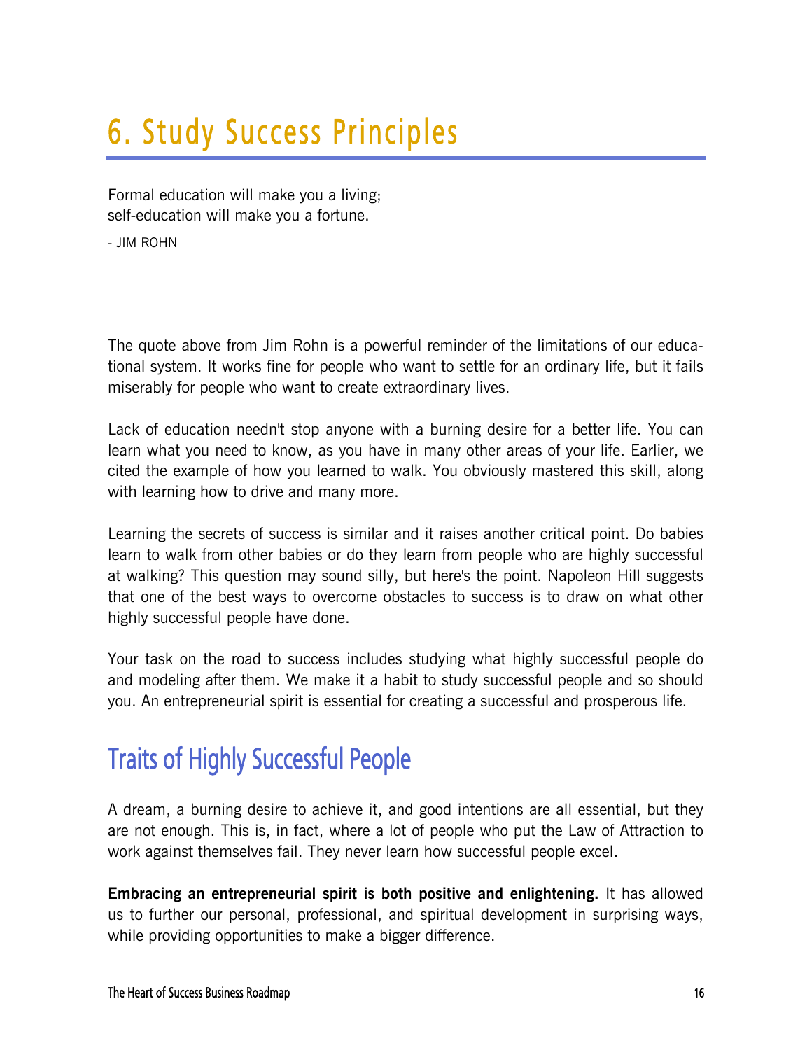# 6. Study Success Principles

Formal education will make you a living;
self-education will make you a fortune.

- JIM ROHN

The quote above from Jim Rohn is a powerful reminder of the limitations of our educational system. It works fine for people who want to settle for an ordinary life, but it fails miserably for people who want to create extraordinary lives.

Lack of education needn't stop anyone with a burning desire for a better life. You can learn what you need to know, as you have in many other areas of your life. Earlier, we cited the example of how you learned to walk. You obviously mastered this skill, along with learning how to drive and many more.

Learning the secrets of success is similar and it raises another critical point. Do babies learn to walk from other babies or do they learn from people who are highly successful at walking? This question may sound silly, but here's the point. Napoleon Hill suggests that one of the best ways to overcome obstacles to success is to draw on what other highly successful people have done.

Your task on the road to success includes studying what highly successful people do and modeling after them. We make it a habit to study successful people and so should you. An entrepreneurial spirit is essential for creating a successful and prosperous life.

## Traits of Highly Successful People

A dream, a burning desire to achieve it, and good intentions are all essential, but they are not enough. This is, in fact, where a lot of people who put the Law of Attraction to work against themselves fail. They never learn how successful people excel.

**Embracing an entrepreneurial spirit is both positive and enlightening.** It has allowed us to further our personal, professional, and spiritual development in surprising ways, while providing opportunities to make a bigger difference.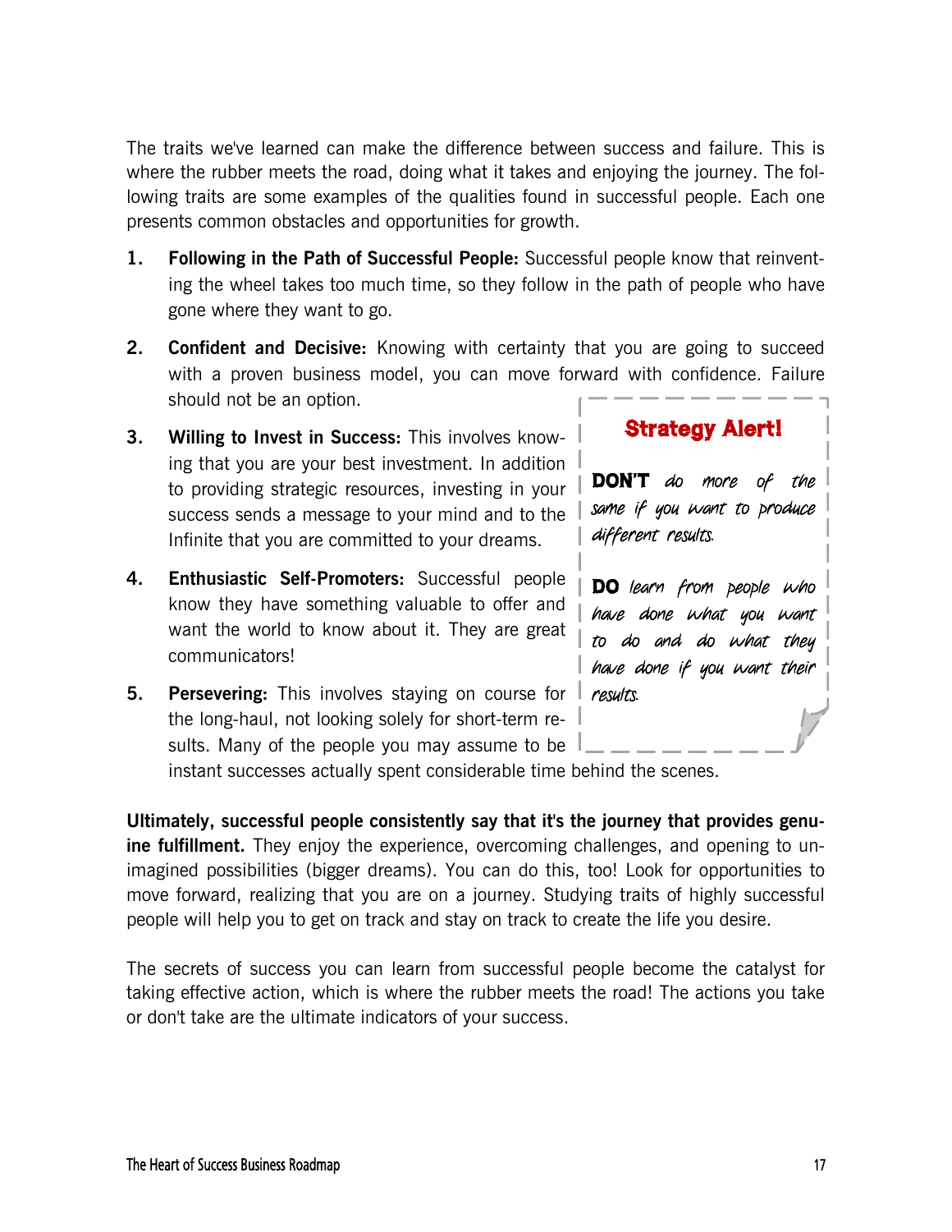The traits we've learned can make the difference between success and failure. This is where the rubber meets the road, doing what it takes and enjoying the journey. The following traits are some examples of the qualities found in successful people. Each one presents common obstacles and opportunities for growth.

1. **Following in the Path of Successful People:** Successful people know that reinventing the wheel takes too much time, so they follow in the path of people who have gone where they want to go.

2. **Confident and Decisive:** Knowing with certainty that you are going to succeed with a proven business model, you can move forward with confidence. Failure should not be an option.

3. **Willing to Invest in Success:** This involves knowing that you are your best investment. In addition to providing strategic resources, investing in your success sends a message to your mind and to the Infinite that you are committed to your dreams.

4. **Enthusiastic Self-Promoters:** Successful people know they have something valuable to offer and want the world to know about it. They are great communicators!

5. **Persevering:** This involves staying on course for the long-haul, not looking solely for short-term results. Many of the people you may assume to be instant successes actually spent considerable time behind the scenes.

> **Strategy Alert!**
>
> **DON'T** *do more of the same if you want to produce different results.*
>
> **DO** *learn from people who have done what you want to do and do what they have done if you want their results.*

**Ultimately, successful people consistently say that it's the journey that provides genuine fulfillment.** They enjoy the experience, overcoming challenges, and opening to unimagined possibilities (bigger dreams). You can do this, too! Look for opportunities to move forward, realizing that you are on a journey. Studying traits of highly successful people will help you to get on track and stay on track to create the life you desire.

The secrets of success you can learn from successful people become the catalyst for taking effective action, which is where the rubber meets the road! The actions you take or don't take are the ultimate indicators of your success.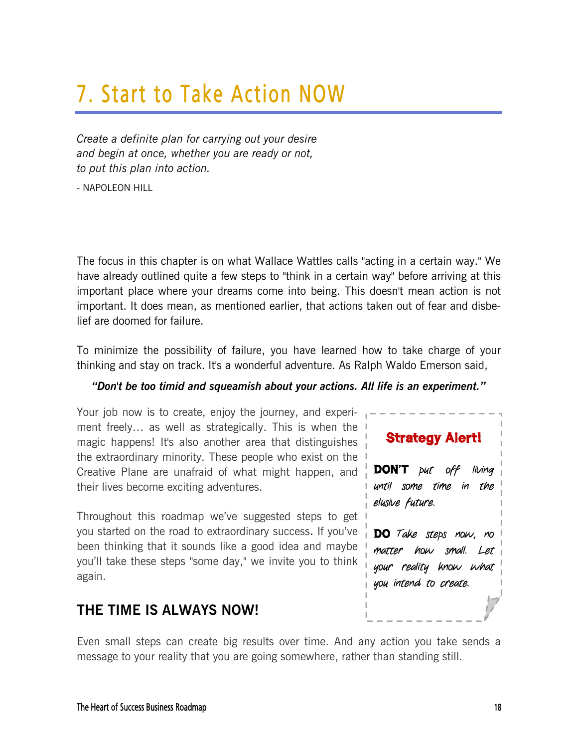# 7. Start to Take Action NOW

*Create a definite plan for carrying out your desire and begin at once, whether you are ready or not, to put this plan into action.*

- NAPOLEON HILL

The focus in this chapter is on what Wallace Wattles calls "acting in a certain way." We have already outlined quite a few steps to "think in a certain way" before arriving at this important place where your dreams come into being. This doesn't mean action is not important. It does mean, as mentioned earlier, that actions taken out of fear and disbelief are doomed for failure.

To minimize the possibility of failure, you have learned how to take charge of your thinking and stay on track. It's a wonderful adventure. As Ralph Waldo Emerson said,

***"Don't be too timid and squeamish about your actions. All life is an experiment."***

Your job now is to create, enjoy the journey, and experiment freely… as well as strategically. This is when the magic happens! It's also another area that distinguishes the extraordinary minority. These people who exist on the Creative Plane are unafraid of what might happen, and their lives become exciting adventures.

Throughout this roadmap we've suggested steps to get you started on the road to extraordinary success. If you've been thinking that it sounds like a good idea and maybe you'll take these steps "some day," we invite you to think again.

**Strategy Alert!**

**DON'T** *put off living until some time in the elusive future.*

**DO** *Take steps now, no matter how small. Let your reality know what you intend to create.*

## THE TIME IS ALWAYS NOW!

Even small steps can create big results over time. And any action you take sends a message to your reality that you are going somewhere, rather than standing still.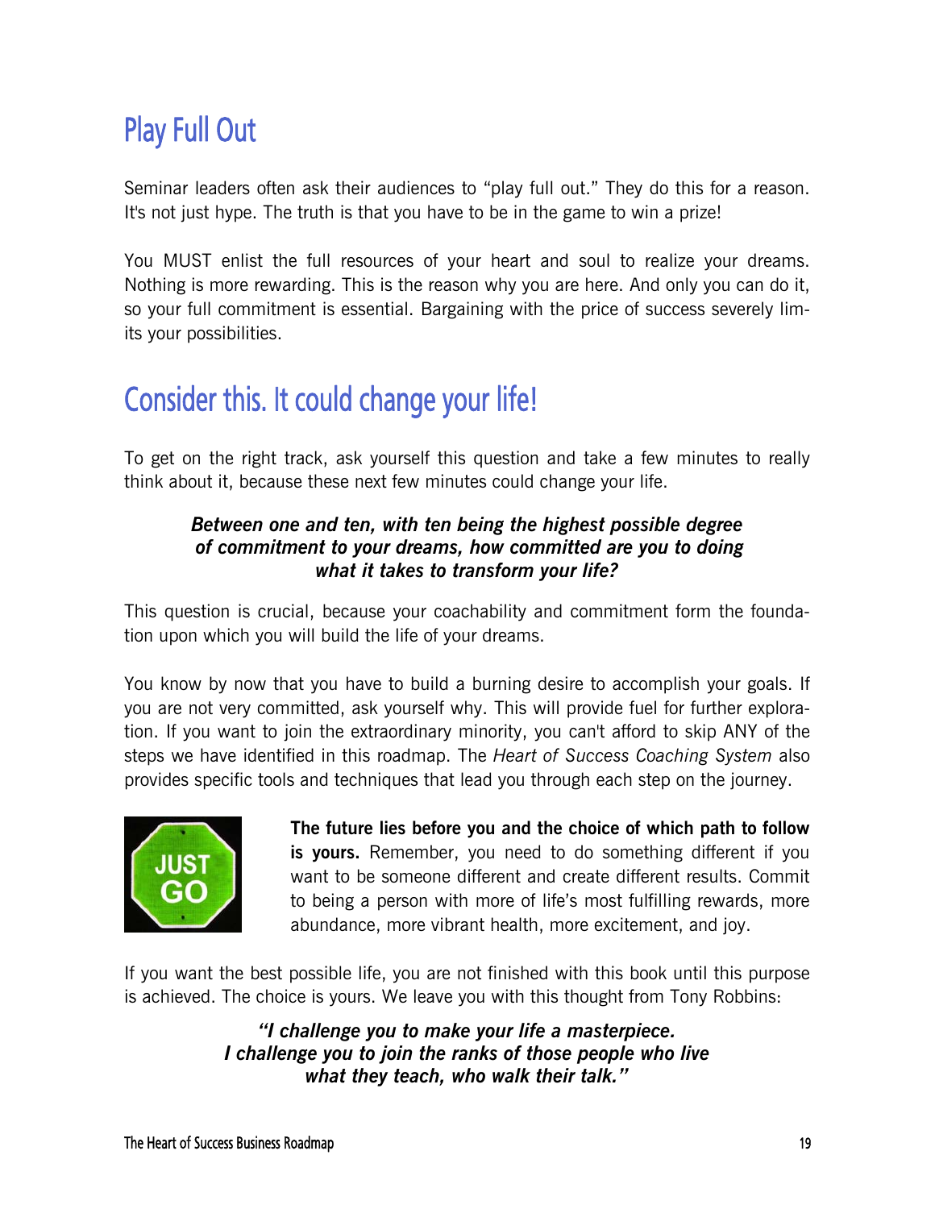## Play Full Out

Seminar leaders often ask their audiences to "play full out." They do this for a reason. It's not just hype. The truth is that you have to be in the game to win a prize!

You MUST enlist the full resources of your heart and soul to realize your dreams. Nothing is more rewarding. This is the reason why you are here. And only you can do it, so your full commitment is essential. Bargaining with the price of success severely limits your possibilities.

## Consider this. It could change your life!

To get on the right track, ask yourself this question and take a few minutes to really think about it, because these next few minutes could change your life.

***Between one and ten, with ten being the highest possible degree of commitment to your dreams, how committed are you to doing what it takes to transform your life?***

This question is crucial, because your coachability and commitment form the foundation upon which you will build the life of your dreams.

You know by now that you have to build a burning desire to accomplish your goals. If you are not very committed, ask yourself why. This will provide fuel for further exploration. If you want to join the extraordinary minority, you can't afford to skip ANY of the steps we have identified in this roadmap. The *Heart of Success Coaching System* also provides specific tools and techniques that lead you through each step on the journey.

JUST GO

**The future lies before you and the choice of which path to follow is yours.** Remember, you need to do something different if you want to be someone different and create different results. Commit to being a person with more of life's most fulfilling rewards, more abundance, more vibrant health, more excitement, and joy.

If you want the best possible life, you are not finished with this book until this purpose is achieved. The choice is yours. We leave you with this thought from Tony Robbins:

***"I challenge you to make your life a masterpiece. I challenge you to join the ranks of those people who live what they teach, who walk their talk."***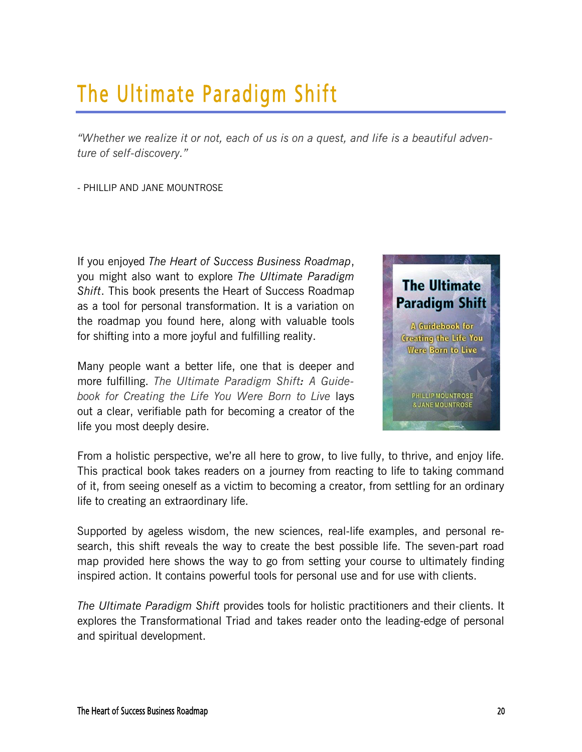# The Ultimate Paradigm Shift

*"Whether we realize it or not, each of us is on a quest, and life is a beautiful adventure of self-discovery."*

- PHILLIP AND JANE MOUNTROSE

If you enjoyed *The Heart of Success Business Roadmap*, you might also want to explore *The Ultimate Paradigm Shift*. This book presents the Heart of Success Roadmap as a tool for personal transformation. It is a variation on the roadmap you found here, along with valuable tools for shifting into a more joyful and fulfilling reality.

Many people want a better life, one that is deeper and more fulfilling. *The Ultimate Paradigm Shift: A Guidebook for Creating the Life You Were Born to Live* lays out a clear, verifiable path for becoming a creator of the life you most deeply desire.

From a holistic perspective, we're all here to grow, to live fully, to thrive, and enjoy life. This practical book takes readers on a journey from reacting to life to taking command of it, from seeing oneself as a victim to becoming a creator, from settling for an ordinary life to creating an extraordinary life.

Supported by ageless wisdom, the new sciences, real-life examples, and personal research, this shift reveals the way to create the best possible life. The seven-part road map provided here shows the way to go from setting your course to ultimately finding inspired action. It contains powerful tools for personal use and for use with clients.

*The Ultimate Paradigm Shift* provides tools for holistic practitioners and their clients. It explores the Transformational Triad and takes reader onto the leading-edge of personal and spiritual development.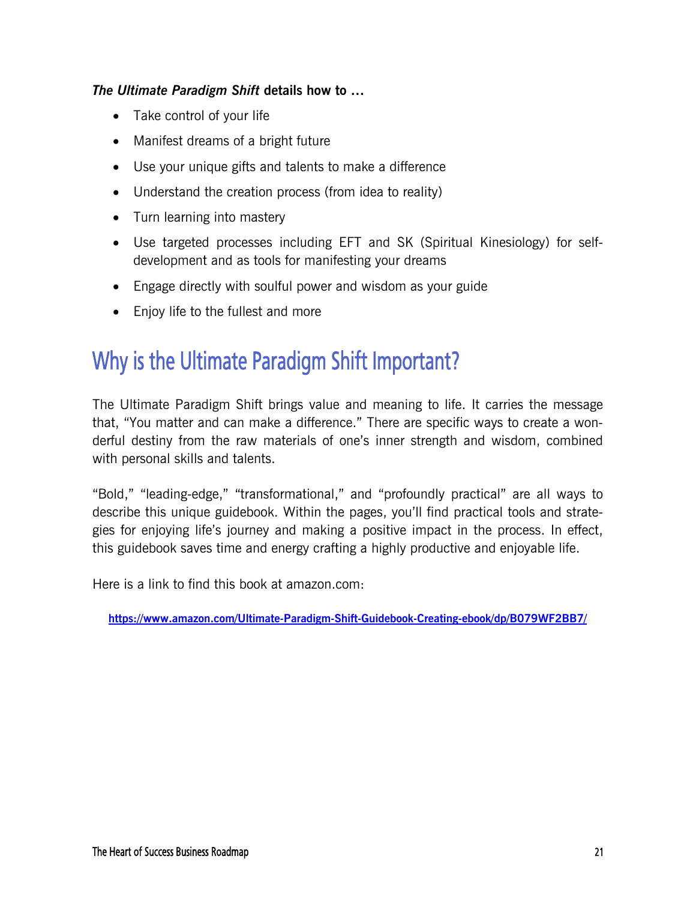***The Ultimate Paradigm Shift* details how to …**

- Take control of your life
- Manifest dreams of a bright future
- Use your unique gifts and talents to make a difference
- Understand the creation process (from idea to reality)
- Turn learning into mastery
- Use targeted processes including EFT and SK (Spiritual Kinesiology) for self-development and as tools for manifesting your dreams
- Engage directly with soulful power and wisdom as your guide
- Enjoy life to the fullest and more

## Why is the Ultimate Paradigm Shift Important?

The Ultimate Paradigm Shift brings value and meaning to life. It carries the message that, "You matter and can make a difference." There are specific ways to create a wonderful destiny from the raw materials of one's inner strength and wisdom, combined with personal skills and talents.

"Bold," "leading-edge," "transformational," and "profoundly practical" are all ways to describe this unique guidebook. Within the pages, you'll find practical tools and strategies for enjoying life's journey and making a positive impact in the process. In effect, this guidebook saves time and energy crafting a highly productive and enjoyable life.

Here is a link to find this book at amazon.com:

**https://www.amazon.com/Ultimate-Paradigm-Shift-Guidebook-Creating-ebook/dp/B079WF2BB7/**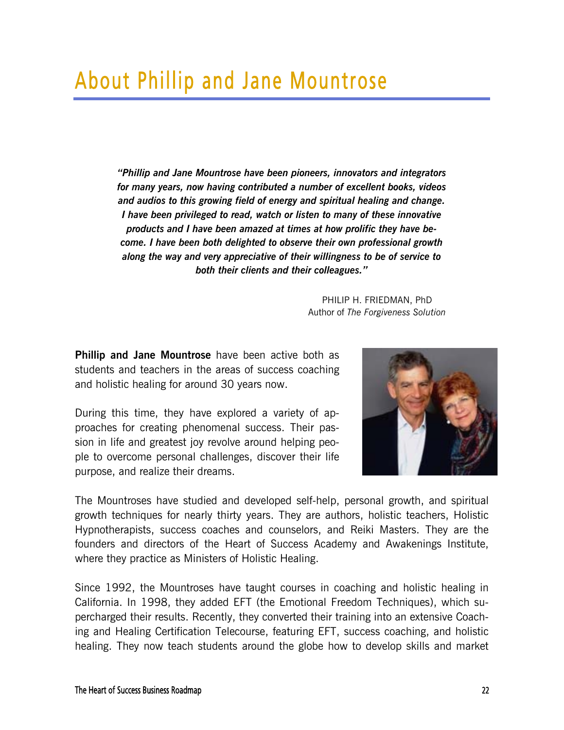# About Phillip and Jane Mountrose

> ***"Phillip and Jane Mountrose have been pioneers, innovators and integrators for many years, now having contributed a number of excellent books, videos and audios to this growing field of energy and spiritual healing and change. I have been privileged to read, watch or listen to many of these innovative products and I have been amazed at times at how prolific they have become. I have been both delighted to observe their own professional growth along the way and very appreciative of their willingness to be of service to both their clients and their colleagues."***
>
> PHILIP H. FRIEDMAN, PhD
> Author of *The Forgiveness Solution*

**Phillip and Jane Mountrose** have been active both as students and teachers in the areas of success coaching and holistic healing for around 30 years now.

During this time, they have explored a variety of approaches for creating phenomenal success. Their passion in life and greatest joy revolve around helping people to overcome personal challenges, discover their life purpose, and realize their dreams.

The Mountroses have studied and developed self-help, personal growth, and spiritual growth techniques for nearly thirty years. They are authors, holistic teachers, Holistic Hypnotherapists, success coaches and counselors, and Reiki Masters. They are the founders and directors of the Heart of Success Academy and Awakenings Institute, where they practice as Ministers of Holistic Healing.

Since 1992, the Mountroses have taught courses in coaching and holistic healing in California. In 1998, they added EFT (the Emotional Freedom Techniques), which supercharged their results. Recently, they converted their training into an extensive Coaching and Healing Certification Telecourse, featuring EFT, success coaching, and holistic healing. They now teach students around the globe how to develop skills and market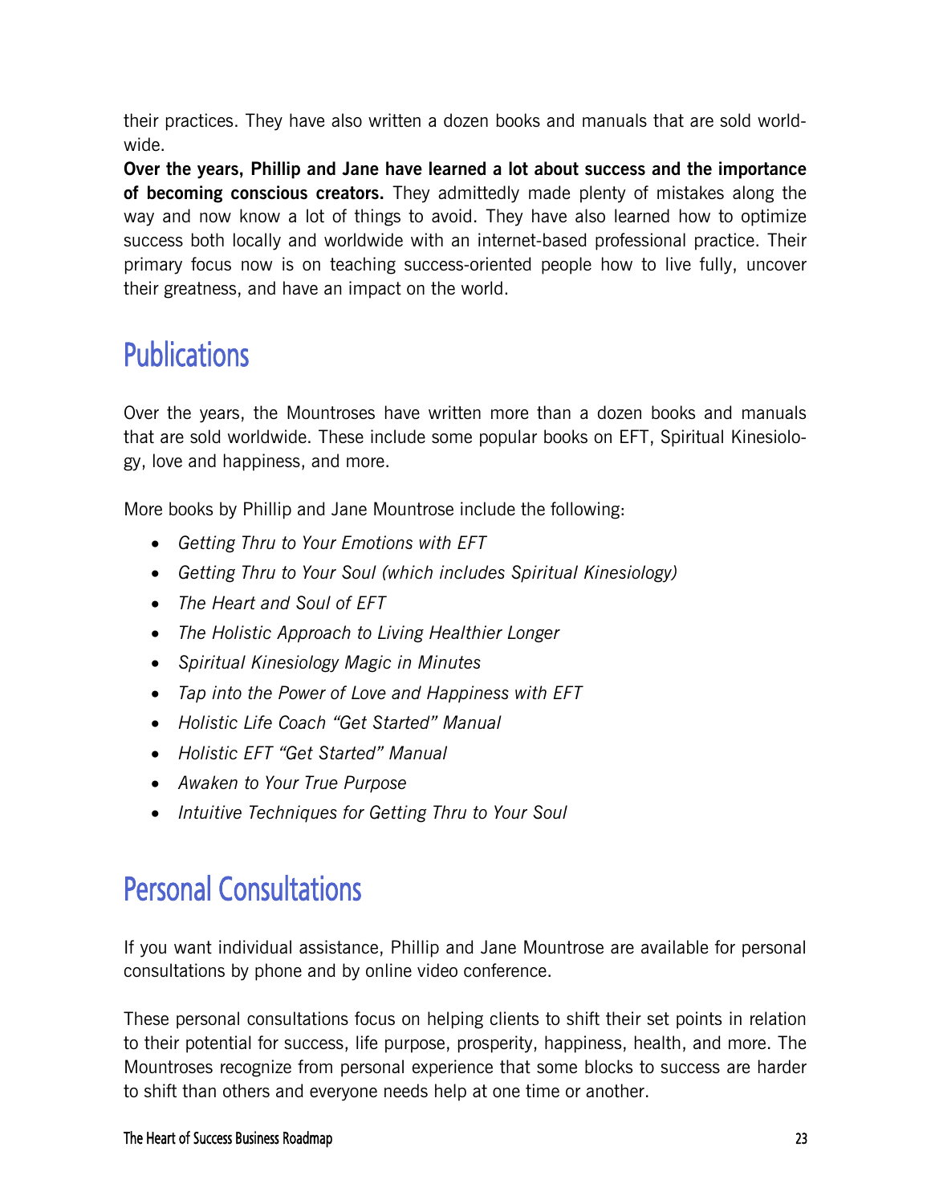their practices. They have also written a dozen books and manuals that are sold worldwide.

**Over the years, Phillip and Jane have learned a lot about success and the importance of becoming conscious creators.** They admittedly made plenty of mistakes along the way and now know a lot of things to avoid. They have also learned how to optimize success both locally and worldwide with an internet-based professional practice. Their primary focus now is on teaching success-oriented people how to live fully, uncover their greatness, and have an impact on the world.

# Publications

Over the years, the Mountroses have written more than a dozen books and manuals that are sold worldwide. These include some popular books on EFT, Spiritual Kinesiology, love and happiness, and more.

More books by Phillip and Jane Mountrose include the following:

- *Getting Thru to Your Emotions with EFT*
- *Getting Thru to Your Soul (which includes Spiritual Kinesiology)*
- *The Heart and Soul of EFT*
- *The Holistic Approach to Living Healthier Longer*
- *Spiritual Kinesiology Magic in Minutes*
- *Tap into the Power of Love and Happiness with EFT*
- *Holistic Life Coach "Get Started" Manual*
- *Holistic EFT "Get Started" Manual*
- *Awaken to Your True Purpose*
- *Intuitive Techniques for Getting Thru to Your Soul*

# Personal Consultations

If you want individual assistance, Phillip and Jane Mountrose are available for personal consultations by phone and by online video conference.

These personal consultations focus on helping clients to shift their set points in relation to their potential for success, life purpose, prosperity, happiness, health, and more. The Mountroses recognize from personal experience that some blocks to success are harder to shift than others and everyone needs help at one time or another.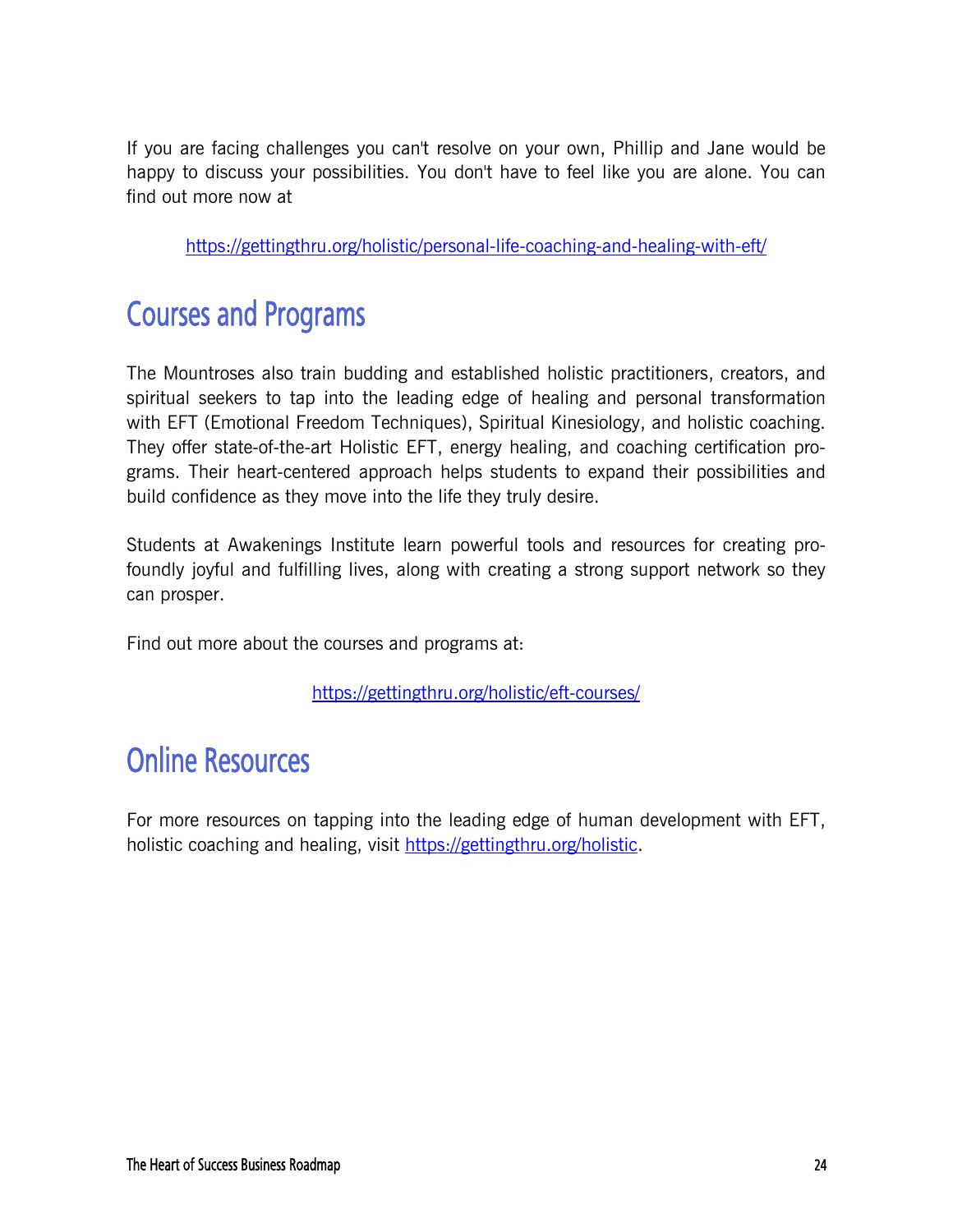If you are facing challenges you can't resolve on your own, Phillip and Jane would be happy to discuss your possibilities. You don't have to feel like you are alone. You can find out more now at

https://gettingthru.org/holistic/personal-life-coaching-and-healing-with-eft/

## Courses and Programs

The Mountroses also train budding and established holistic practitioners, creators, and spiritual seekers to tap into the leading edge of healing and personal transformation with EFT (Emotional Freedom Techniques), Spiritual Kinesiology, and holistic coaching. They offer state-of-the-art Holistic EFT, energy healing, and coaching certification programs. Their heart-centered approach helps students to expand their possibilities and build confidence as they move into the life they truly desire.

Students at Awakenings Institute learn powerful tools and resources for creating profoundly joyful and fulfilling lives, along with creating a strong support network so they can prosper.

Find out more about the courses and programs at:

https://gettingthru.org/holistic/eft-courses/

## Online Resources

For more resources on tapping into the leading edge of human development with EFT, holistic coaching and healing, visit https://gettingthru.org/holistic.